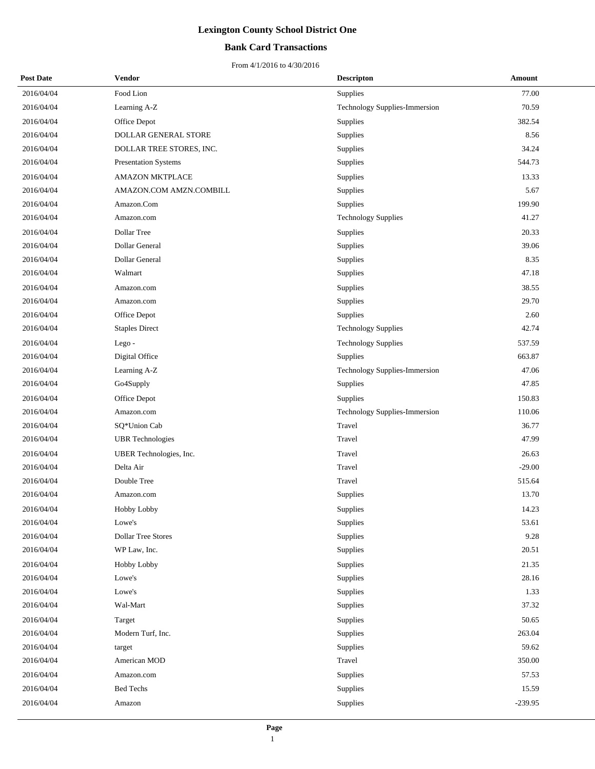# Lexington County School District One

## Bank Card Transactions

From 4/1/2016 to 4/30/2016

| Post Date | Vendor | Descripton | Amount |
|---|---|---|---|
| 2016/04/04 | Food Lion | Supplies | 77.00 |
| 2016/04/04 | Learning A-Z | Technology Supplies-Immersion | 70.59 |
| 2016/04/04 | Office Depot | Supplies | 382.54 |
| 2016/04/04 | DOLLAR GENERAL STORE | Supplies | 8.56 |
| 2016/04/04 | DOLLAR TREE STORES, INC. | Supplies | 34.24 |
| 2016/04/04 | Presentation Systems | Supplies | 544.73 |
| 2016/04/04 | AMAZON MKTPLACE | Supplies | 13.33 |
| 2016/04/04 | AMAZON.COM AMZN.COMBILL | Supplies | 5.67 |
| 2016/04/04 | Amazon.Com | Supplies | 199.90 |
| 2016/04/04 | Amazon.com | Technology Supplies | 41.27 |
| 2016/04/04 | Dollar Tree | Supplies | 20.33 |
| 2016/04/04 | Dollar General | Supplies | 39.06 |
| 2016/04/04 | Dollar General | Supplies | 8.35 |
| 2016/04/04 | Walmart | Supplies | 47.18 |
| 2016/04/04 | Amazon.com | Supplies | 38.55 |
| 2016/04/04 | Amazon.com | Supplies | 29.70 |
| 2016/04/04 | Office Depot | Supplies | 2.60 |
| 2016/04/04 | Staples Direct | Technology Supplies | 42.74 |
| 2016/04/04 | Lego - | Technology Supplies | 537.59 |
| 2016/04/04 | Digital Office | Supplies | 663.87 |
| 2016/04/04 | Learning A-Z | Technology Supplies-Immersion | 47.06 |
| 2016/04/04 | Go4Supply | Supplies | 47.85 |
| 2016/04/04 | Office Depot | Supplies | 150.83 |
| 2016/04/04 | Amazon.com | Technology Supplies-Immersion | 110.06 |
| 2016/04/04 | SQ*Union Cab | Travel | 36.77 |
| 2016/04/04 | UBR Technologies | Travel | 47.99 |
| 2016/04/04 | UBER Technologies, Inc. | Travel | 26.63 |
| 2016/04/04 | Delta Air | Travel | -29.00 |
| 2016/04/04 | Double Tree | Travel | 515.64 |
| 2016/04/04 | Amazon.com | Supplies | 13.70 |
| 2016/04/04 | Hobby Lobby | Supplies | 14.23 |
| 2016/04/04 | Lowe's | Supplies | 53.61 |
| 2016/04/04 | Dollar Tree Stores | Supplies | 9.28 |
| 2016/04/04 | WP Law, Inc. | Supplies | 20.51 |
| 2016/04/04 | Hobby Lobby | Supplies | 21.35 |
| 2016/04/04 | Lowe's | Supplies | 28.16 |
| 2016/04/04 | Lowe's | Supplies | 1.33 |
| 2016/04/04 | Wal-Mart | Supplies | 37.32 |
| 2016/04/04 | Target | Supplies | 50.65 |
| 2016/04/04 | Modern Turf, Inc. | Supplies | 263.04 |
| 2016/04/04 | target | Supplies | 59.62 |
| 2016/04/04 | American MOD | Travel | 350.00 |
| 2016/04/04 | Amazon.com | Supplies | 57.53 |
| 2016/04/04 | Bed Techs | Supplies | 15.59 |
| 2016/04/04 | Amazon | Supplies | -239.95 |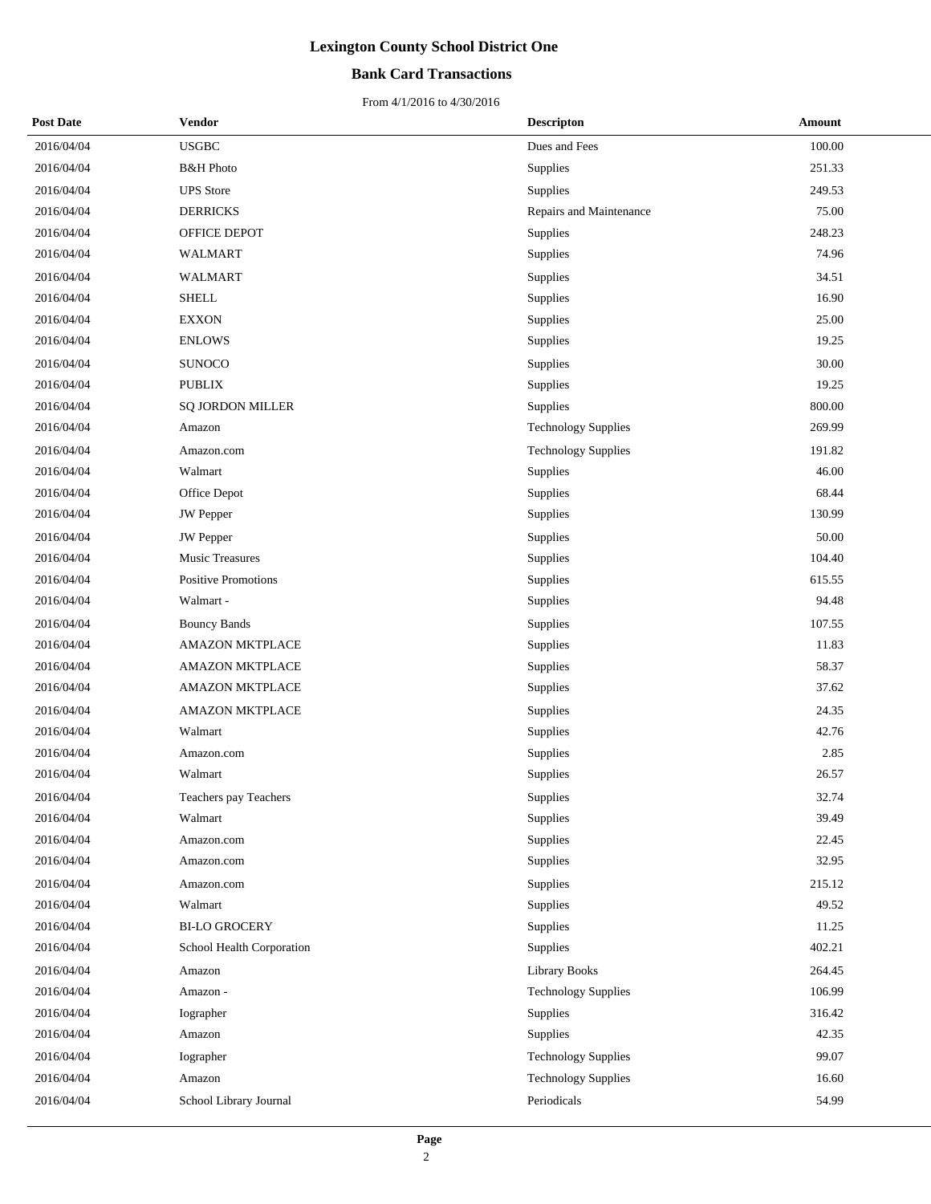# Lexington County School District One

## Bank Card Transactions

From 4/1/2016 to 4/30/2016

| Post Date | Vendor | Descripton | Amount |
|---|---|---|---|
| 2016/04/04 | USGBC | Dues and Fees | 100.00 |
| 2016/04/04 | B&H Photo | Supplies | 251.33 |
| 2016/04/04 | UPS Store | Supplies | 249.53 |
| 2016/04/04 | DERRICKS | Repairs and Maintenance | 75.00 |
| 2016/04/04 | OFFICE DEPOT | Supplies | 248.23 |
| 2016/04/04 | WALMART | Supplies | 74.96 |
| 2016/04/04 | WALMART | Supplies | 34.51 |
| 2016/04/04 | SHELL | Supplies | 16.90 |
| 2016/04/04 | EXXON | Supplies | 25.00 |
| 2016/04/04 | ENLOWS | Supplies | 19.25 |
| 2016/04/04 | SUNOCO | Supplies | 30.00 |
| 2016/04/04 | PUBLIX | Supplies | 19.25 |
| 2016/04/04 | SQ JORDON MILLER | Supplies | 800.00 |
| 2016/04/04 | Amazon | Technology Supplies | 269.99 |
| 2016/04/04 | Amazon.com | Technology Supplies | 191.82 |
| 2016/04/04 | Walmart | Supplies | 46.00 |
| 2016/04/04 | Office Depot | Supplies | 68.44 |
| 2016/04/04 | JW Pepper | Supplies | 130.99 |
| 2016/04/04 | JW Pepper | Supplies | 50.00 |
| 2016/04/04 | Music Treasures | Supplies | 104.40 |
| 2016/04/04 | Positive Promotions | Supplies | 615.55 |
| 2016/04/04 | Walmart - | Supplies | 94.48 |
| 2016/04/04 | Bouncy Bands | Supplies | 107.55 |
| 2016/04/04 | AMAZON MKTPLACE | Supplies | 11.83 |
| 2016/04/04 | AMAZON MKTPLACE | Supplies | 58.37 |
| 2016/04/04 | AMAZON MKTPLACE | Supplies | 37.62 |
| 2016/04/04 | AMAZON MKTPLACE | Supplies | 24.35 |
| 2016/04/04 | Walmart | Supplies | 42.76 |
| 2016/04/04 | Amazon.com | Supplies | 2.85 |
| 2016/04/04 | Walmart | Supplies | 26.57 |
| 2016/04/04 | Teachers pay Teachers | Supplies | 32.74 |
| 2016/04/04 | Walmart | Supplies | 39.49 |
| 2016/04/04 | Amazon.com | Supplies | 22.45 |
| 2016/04/04 | Amazon.com | Supplies | 32.95 |
| 2016/04/04 | Amazon.com | Supplies | 215.12 |
| 2016/04/04 | Walmart | Supplies | 49.52 |
| 2016/04/04 | BI-LO GROCERY | Supplies | 11.25 |
| 2016/04/04 | School Health Corporation | Supplies | 402.21 |
| 2016/04/04 | Amazon | Library Books | 264.45 |
| 2016/04/04 | Amazon - | Technology Supplies | 106.99 |
| 2016/04/04 | Iographer | Supplies | 316.42 |
| 2016/04/04 | Amazon | Supplies | 42.35 |
| 2016/04/04 | Iographer | Technology Supplies | 99.07 |
| 2016/04/04 | Amazon | Technology Supplies | 16.60 |
| 2016/04/04 | School Library Journal | Periodicals | 54.99 |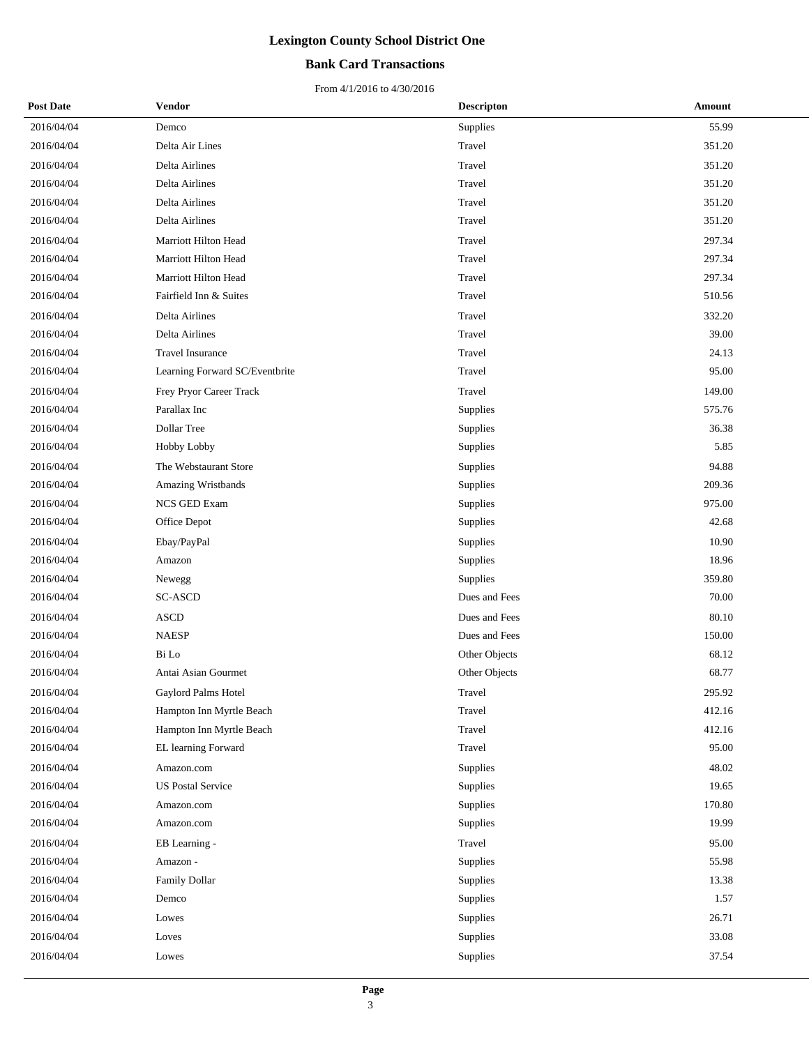# Lexington County School District One

## Bank Card Transactions

From 4/1/2016 to 4/30/2016

| Post Date | Vendor | Descripton | Amount |
|---|---|---|---|
| 2016/04/04 | Demco | Supplies | 55.99 |
| 2016/04/04 | Delta Air Lines | Travel | 351.20 |
| 2016/04/04 | Delta Airlines | Travel | 351.20 |
| 2016/04/04 | Delta Airlines | Travel | 351.20 |
| 2016/04/04 | Delta Airlines | Travel | 351.20 |
| 2016/04/04 | Delta Airlines | Travel | 351.20 |
| 2016/04/04 | Marriott Hilton Head | Travel | 297.34 |
| 2016/04/04 | Marriott Hilton Head | Travel | 297.34 |
| 2016/04/04 | Marriott Hilton Head | Travel | 297.34 |
| 2016/04/04 | Fairfield Inn & Suites | Travel | 510.56 |
| 2016/04/04 | Delta Airlines | Travel | 332.20 |
| 2016/04/04 | Delta Airlines | Travel | 39.00 |
| 2016/04/04 | Travel Insurance | Travel | 24.13 |
| 2016/04/04 | Learning Forward SC/Eventbrite | Travel | 95.00 |
| 2016/04/04 | Frey Pryor Career Track | Travel | 149.00 |
| 2016/04/04 | Parallax Inc | Supplies | 575.76 |
| 2016/04/04 | Dollar Tree | Supplies | 36.38 |
| 2016/04/04 | Hobby Lobby | Supplies | 5.85 |
| 2016/04/04 | The Webstaurant Store | Supplies | 94.88 |
| 2016/04/04 | Amazing Wristbands | Supplies | 209.36 |
| 2016/04/04 | NCS GED Exam | Supplies | 975.00 |
| 2016/04/04 | Office Depot | Supplies | 42.68 |
| 2016/04/04 | Ebay/PayPal | Supplies | 10.90 |
| 2016/04/04 | Amazon | Supplies | 18.96 |
| 2016/04/04 | Newegg | Supplies | 359.80 |
| 2016/04/04 | SC-ASCD | Dues and Fees | 70.00 |
| 2016/04/04 | ASCD | Dues and Fees | 80.10 |
| 2016/04/04 | NAESP | Dues and Fees | 150.00 |
| 2016/04/04 | Bi Lo | Other Objects | 68.12 |
| 2016/04/04 | Antai Asian Gourmet | Other Objects | 68.77 |
| 2016/04/04 | Gaylord Palms Hotel | Travel | 295.92 |
| 2016/04/04 | Hampton Inn Myrtle Beach | Travel | 412.16 |
| 2016/04/04 | Hampton Inn Myrtle Beach | Travel | 412.16 |
| 2016/04/04 | EL learning Forward | Travel | 95.00 |
| 2016/04/04 | Amazon.com | Supplies | 48.02 |
| 2016/04/04 | US Postal Service | Supplies | 19.65 |
| 2016/04/04 | Amazon.com | Supplies | 170.80 |
| 2016/04/04 | Amazon.com | Supplies | 19.99 |
| 2016/04/04 | EB Learning - | Travel | 95.00 |
| 2016/04/04 | Amazon - | Supplies | 55.98 |
| 2016/04/04 | Family Dollar | Supplies | 13.38 |
| 2016/04/04 | Demco | Supplies | 1.57 |
| 2016/04/04 | Lowes | Supplies | 26.71 |
| 2016/04/04 | Loves | Supplies | 33.08 |
| 2016/04/04 | Lowes | Supplies | 37.54 |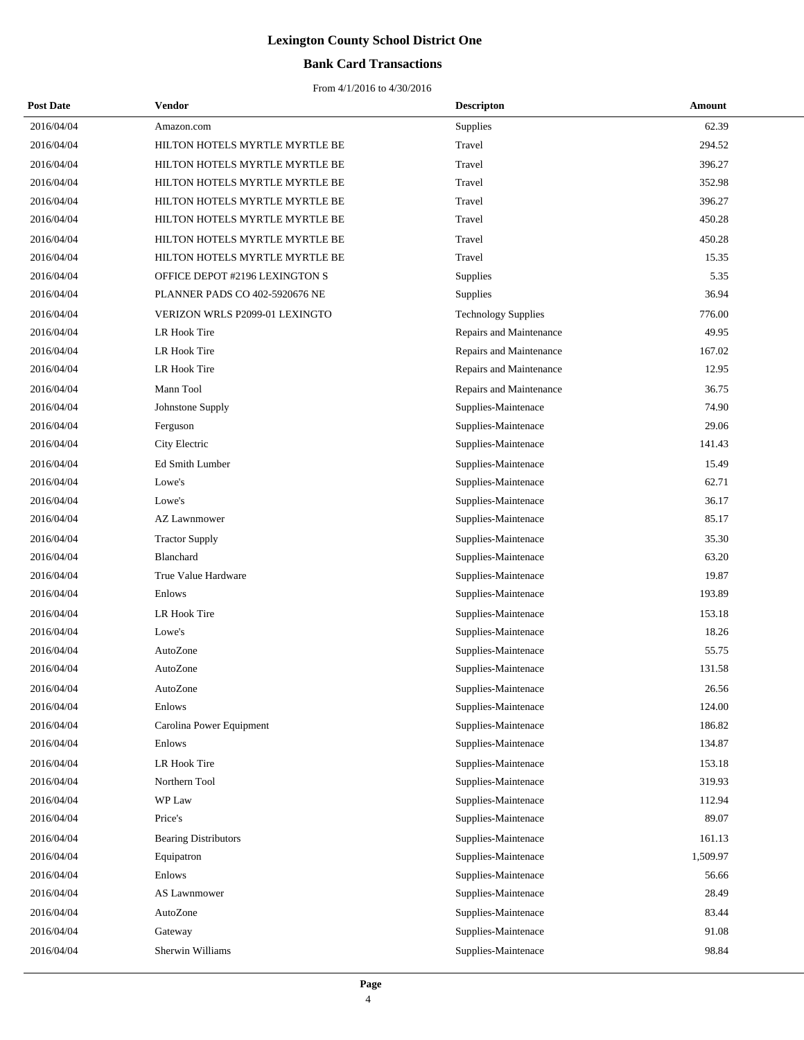# Lexington County School District One

## Bank Card Transactions

From 4/1/2016 to 4/30/2016

| Post Date | Vendor | Descripton | Amount |
|---|---|---|---|
| 2016/04/04 | Amazon.com | Supplies | 62.39 |
| 2016/04/04 | HILTON HOTELS MYRTLE MYRTLE BE | Travel | 294.52 |
| 2016/04/04 | HILTON HOTELS MYRTLE MYRTLE BE | Travel | 396.27 |
| 2016/04/04 | HILTON HOTELS MYRTLE MYRTLE BE | Travel | 352.98 |
| 2016/04/04 | HILTON HOTELS MYRTLE MYRTLE BE | Travel | 396.27 |
| 2016/04/04 | HILTON HOTELS MYRTLE MYRTLE BE | Travel | 450.28 |
| 2016/04/04 | HILTON HOTELS MYRTLE MYRTLE BE | Travel | 450.28 |
| 2016/04/04 | HILTON HOTELS MYRTLE MYRTLE BE | Travel | 15.35 |
| 2016/04/04 | OFFICE DEPOT #2196 LEXINGTON S | Supplies | 5.35 |
| 2016/04/04 | PLANNER PADS CO 402-5920676 NE | Supplies | 36.94 |
| 2016/04/04 | VERIZON WRLS P2099-01 LEXINGTO | Technology Supplies | 776.00 |
| 2016/04/04 | LR Hook Tire | Repairs and Maintenance | 49.95 |
| 2016/04/04 | LR Hook Tire | Repairs and Maintenance | 167.02 |
| 2016/04/04 | LR Hook Tire | Repairs and Maintenance | 12.95 |
| 2016/04/04 | Mann Tool | Repairs and Maintenance | 36.75 |
| 2016/04/04 | Johnstone Supply | Supplies-Maintenace | 74.90 |
| 2016/04/04 | Ferguson | Supplies-Maintenace | 29.06 |
| 2016/04/04 | City Electric | Supplies-Maintenace | 141.43 |
| 2016/04/04 | Ed Smith Lumber | Supplies-Maintenace | 15.49 |
| 2016/04/04 | Lowe's | Supplies-Maintenace | 62.71 |
| 2016/04/04 | Lowe's | Supplies-Maintenace | 36.17 |
| 2016/04/04 | AZ Lawnmower | Supplies-Maintenace | 85.17 |
| 2016/04/04 | Tractor Supply | Supplies-Maintenace | 35.30 |
| 2016/04/04 | Blanchard | Supplies-Maintenace | 63.20 |
| 2016/04/04 | True Value Hardware | Supplies-Maintenace | 19.87 |
| 2016/04/04 | Enlows | Supplies-Maintenace | 193.89 |
| 2016/04/04 | LR Hook Tire | Supplies-Maintenace | 153.18 |
| 2016/04/04 | Lowe's | Supplies-Maintenace | 18.26 |
| 2016/04/04 | AutoZone | Supplies-Maintenace | 55.75 |
| 2016/04/04 | AutoZone | Supplies-Maintenace | 131.58 |
| 2016/04/04 | AutoZone | Supplies-Maintenace | 26.56 |
| 2016/04/04 | Enlows | Supplies-Maintenace | 124.00 |
| 2016/04/04 | Carolina Power Equipment | Supplies-Maintenace | 186.82 |
| 2016/04/04 | Enlows | Supplies-Maintenace | 134.87 |
| 2016/04/04 | LR Hook Tire | Supplies-Maintenace | 153.18 |
| 2016/04/04 | Northern Tool | Supplies-Maintenace | 319.93 |
| 2016/04/04 | WP Law | Supplies-Maintenace | 112.94 |
| 2016/04/04 | Price's | Supplies-Maintenace | 89.07 |
| 2016/04/04 | Bearing Distributors | Supplies-Maintenace | 161.13 |
| 2016/04/04 | Equipatron | Supplies-Maintenace | 1,509.97 |
| 2016/04/04 | Enlows | Supplies-Maintenace | 56.66 |
| 2016/04/04 | AS Lawnmower | Supplies-Maintenace | 28.49 |
| 2016/04/04 | AutoZone | Supplies-Maintenace | 83.44 |
| 2016/04/04 | Gateway | Supplies-Maintenace | 91.08 |
| 2016/04/04 | Sherwin Williams | Supplies-Maintenace | 98.84 |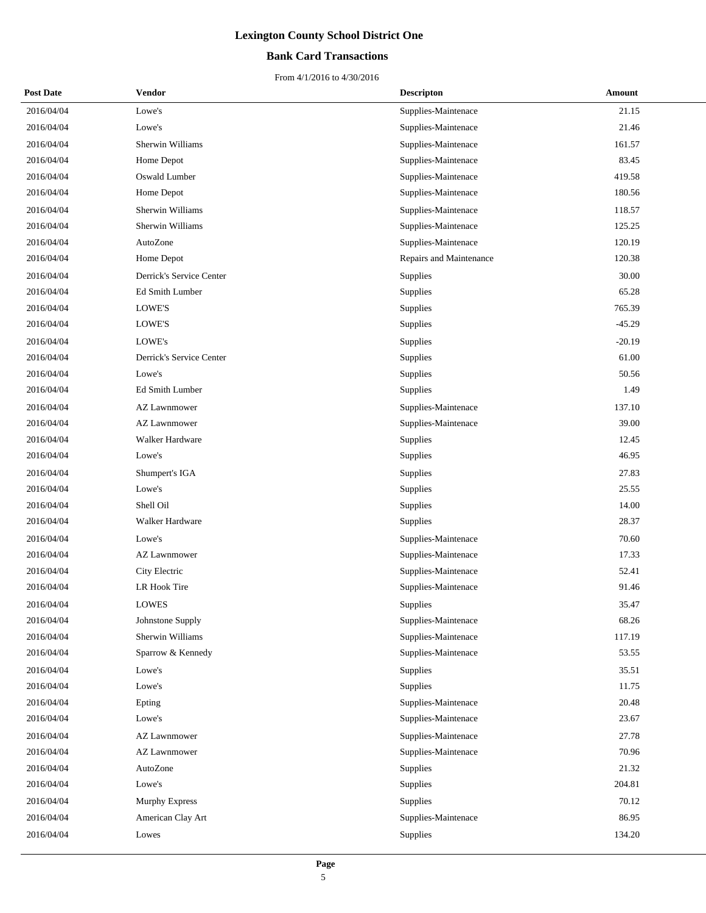# Lexington County School District One

## Bank Card Transactions

From 4/1/2016 to 4/30/2016

| Post Date | Vendor | Descripton | Amount |
|---|---|---|---|
| 2016/04/04 | Lowe's | Supplies-Maintenace | 21.15 |
| 2016/04/04 | Lowe's | Supplies-Maintenace | 21.46 |
| 2016/04/04 | Sherwin Williams | Supplies-Maintenace | 161.57 |
| 2016/04/04 | Home Depot | Supplies-Maintenace | 83.45 |
| 2016/04/04 | Oswald Lumber | Supplies-Maintenace | 419.58 |
| 2016/04/04 | Home Depot | Supplies-Maintenace | 180.56 |
| 2016/04/04 | Sherwin Williams | Supplies-Maintenace | 118.57 |
| 2016/04/04 | Sherwin Williams | Supplies-Maintenace | 125.25 |
| 2016/04/04 | AutoZone | Supplies-Maintenace | 120.19 |
| 2016/04/04 | Home Depot | Repairs and Maintenance | 120.38 |
| 2016/04/04 | Derrick's Service Center | Supplies | 30.00 |
| 2016/04/04 | Ed Smith Lumber | Supplies | 65.28 |
| 2016/04/04 | LOWE'S | Supplies | 765.39 |
| 2016/04/04 | LOWE'S | Supplies | -45.29 |
| 2016/04/04 | LOWE's | Supplies | -20.19 |
| 2016/04/04 | Derrick's Service Center | Supplies | 61.00 |
| 2016/04/04 | Lowe's | Supplies | 50.56 |
| 2016/04/04 | Ed Smith Lumber | Supplies | 1.49 |
| 2016/04/04 | AZ Lawnmower | Supplies-Maintenace | 137.10 |
| 2016/04/04 | AZ Lawnmower | Supplies-Maintenace | 39.00 |
| 2016/04/04 | Walker Hardware | Supplies | 12.45 |
| 2016/04/04 | Lowe's | Supplies | 46.95 |
| 2016/04/04 | Shumpert's IGA | Supplies | 27.83 |
| 2016/04/04 | Lowe's | Supplies | 25.55 |
| 2016/04/04 | Shell Oil | Supplies | 14.00 |
| 2016/04/04 | Walker Hardware | Supplies | 28.37 |
| 2016/04/04 | Lowe's | Supplies-Maintenace | 70.60 |
| 2016/04/04 | AZ Lawnmower | Supplies-Maintenace | 17.33 |
| 2016/04/04 | City Electric | Supplies-Maintenace | 52.41 |
| 2016/04/04 | LR Hook Tire | Supplies-Maintenace | 91.46 |
| 2016/04/04 | LOWES | Supplies | 35.47 |
| 2016/04/04 | Johnstone Supply | Supplies-Maintenace | 68.26 |
| 2016/04/04 | Sherwin Williams | Supplies-Maintenace | 117.19 |
| 2016/04/04 | Sparrow & Kennedy | Supplies-Maintenace | 53.55 |
| 2016/04/04 | Lowe's | Supplies | 35.51 |
| 2016/04/04 | Lowe's | Supplies | 11.75 |
| 2016/04/04 | Epting | Supplies-Maintenace | 20.48 |
| 2016/04/04 | Lowe's | Supplies-Maintenace | 23.67 |
| 2016/04/04 | AZ Lawnmower | Supplies-Maintenace | 27.78 |
| 2016/04/04 | AZ Lawnmower | Supplies-Maintenace | 70.96 |
| 2016/04/04 | AutoZone | Supplies | 21.32 |
| 2016/04/04 | Lowe's | Supplies | 204.81 |
| 2016/04/04 | Murphy Express | Supplies | 70.12 |
| 2016/04/04 | American Clay Art | Supplies-Maintenace | 86.95 |
| 2016/04/04 | Lowes | Supplies | 134.20 |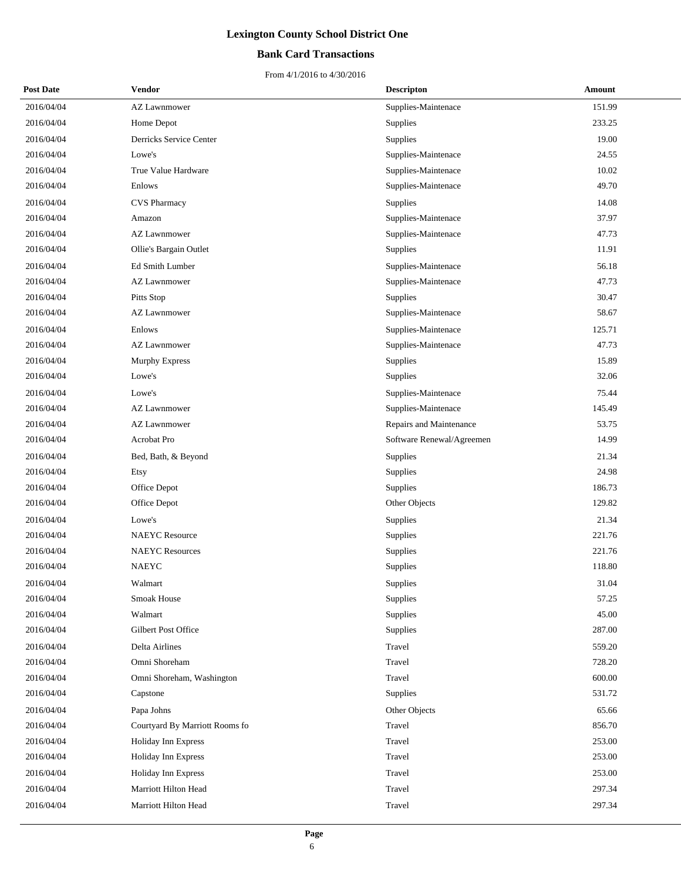# Lexington County School District One

## Bank Card Transactions

From 4/1/2016 to 4/30/2016

| Post Date | Vendor | Descripton | Amount |
|---|---|---|---|
| 2016/04/04 | AZ Lawnmower | Supplies-Maintenace | 151.99 |
| 2016/04/04 | Home Depot | Supplies | 233.25 |
| 2016/04/04 | Derricks Service Center | Supplies | 19.00 |
| 2016/04/04 | Lowe's | Supplies-Maintenace | 24.55 |
| 2016/04/04 | True Value Hardware | Supplies-Maintenace | 10.02 |
| 2016/04/04 | Enlows | Supplies-Maintenace | 49.70 |
| 2016/04/04 | CVS Pharmacy | Supplies | 14.08 |
| 2016/04/04 | Amazon | Supplies-Maintenace | 37.97 |
| 2016/04/04 | AZ Lawnmower | Supplies-Maintenace | 47.73 |
| 2016/04/04 | Ollie's Bargain Outlet | Supplies | 11.91 |
| 2016/04/04 | Ed Smith Lumber | Supplies-Maintenace | 56.18 |
| 2016/04/04 | AZ Lawnmower | Supplies-Maintenace | 47.73 |
| 2016/04/04 | Pitts Stop | Supplies | 30.47 |
| 2016/04/04 | AZ Lawnmower | Supplies-Maintenace | 58.67 |
| 2016/04/04 | Enlows | Supplies-Maintenace | 125.71 |
| 2016/04/04 | AZ Lawnmower | Supplies-Maintenace | 47.73 |
| 2016/04/04 | Murphy Express | Supplies | 15.89 |
| 2016/04/04 | Lowe's | Supplies | 32.06 |
| 2016/04/04 | Lowe's | Supplies-Maintenace | 75.44 |
| 2016/04/04 | AZ Lawnmower | Supplies-Maintenace | 145.49 |
| 2016/04/04 | AZ Lawnmower | Repairs and Maintenance | 53.75 |
| 2016/04/04 | Acrobat Pro | Software Renewal/Agreemen | 14.99 |
| 2016/04/04 | Bed, Bath, & Beyond | Supplies | 21.34 |
| 2016/04/04 | Etsy | Supplies | 24.98 |
| 2016/04/04 | Office Depot | Supplies | 186.73 |
| 2016/04/04 | Office Depot | Other Objects | 129.82 |
| 2016/04/04 | Lowe's | Supplies | 21.34 |
| 2016/04/04 | NAEYC Resource | Supplies | 221.76 |
| 2016/04/04 | NAEYC Resources | Supplies | 221.76 |
| 2016/04/04 | NAEYC | Supplies | 118.80 |
| 2016/04/04 | Walmart | Supplies | 31.04 |
| 2016/04/04 | Smoak House | Supplies | 57.25 |
| 2016/04/04 | Walmart | Supplies | 45.00 |
| 2016/04/04 | Gilbert Post Office | Supplies | 287.00 |
| 2016/04/04 | Delta Airlines | Travel | 559.20 |
| 2016/04/04 | Omni Shoreham | Travel | 728.20 |
| 2016/04/04 | Omni Shoreham, Washington | Travel | 600.00 |
| 2016/04/04 | Capstone | Supplies | 531.72 |
| 2016/04/04 | Papa Johns | Other Objects | 65.66 |
| 2016/04/04 | Courtyard By Marriott Rooms fo | Travel | 856.70 |
| 2016/04/04 | Holiday Inn Express | Travel | 253.00 |
| 2016/04/04 | Holiday Inn Express | Travel | 253.00 |
| 2016/04/04 | Holiday Inn Express | Travel | 253.00 |
| 2016/04/04 | Marriott Hilton Head | Travel | 297.34 |
| 2016/04/04 | Marriott Hilton Head | Travel | 297.34 |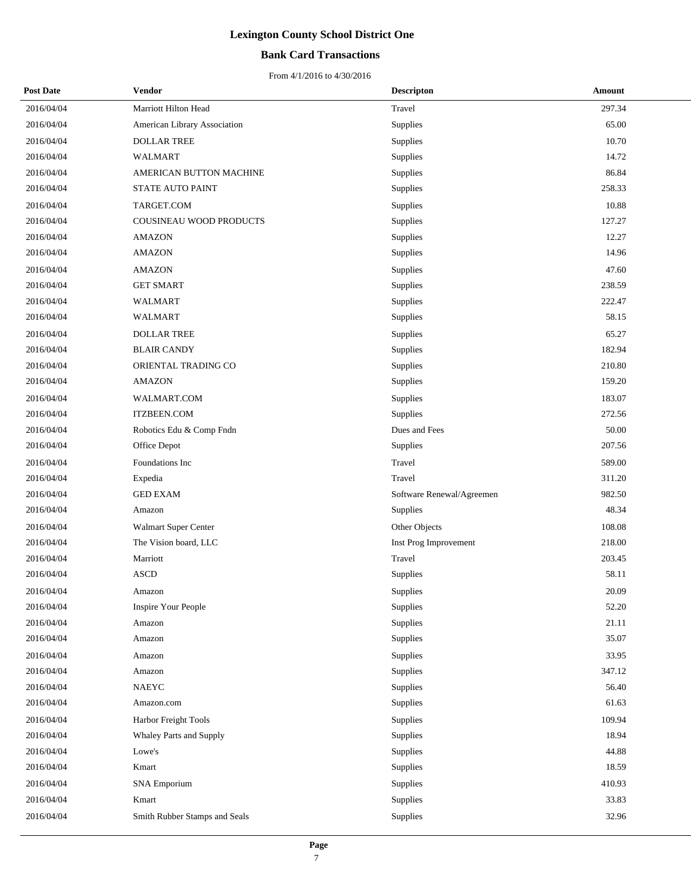# Lexington County School District One

## Bank Card Transactions

From 4/1/2016 to 4/30/2016

| Post Date | Vendor | Descripton | Amount |
|---|---|---|---|
| 2016/04/04 | Marriott Hilton Head | Travel | 297.34 |
| 2016/04/04 | American Library Association | Supplies | 65.00 |
| 2016/04/04 | DOLLAR TREE | Supplies | 10.70 |
| 2016/04/04 | WALMART | Supplies | 14.72 |
| 2016/04/04 | AMERICAN BUTTON MACHINE | Supplies | 86.84 |
| 2016/04/04 | STATE AUTO PAINT | Supplies | 258.33 |
| 2016/04/04 | TARGET.COM | Supplies | 10.88 |
| 2016/04/04 | COUSINEAU WOOD PRODUCTS | Supplies | 127.27 |
| 2016/04/04 | AMAZON | Supplies | 12.27 |
| 2016/04/04 | AMAZON | Supplies | 14.96 |
| 2016/04/04 | AMAZON | Supplies | 47.60 |
| 2016/04/04 | GET SMART | Supplies | 238.59 |
| 2016/04/04 | WALMART | Supplies | 222.47 |
| 2016/04/04 | WALMART | Supplies | 58.15 |
| 2016/04/04 | DOLLAR TREE | Supplies | 65.27 |
| 2016/04/04 | BLAIR CANDY | Supplies | 182.94 |
| 2016/04/04 | ORIENTAL TRADING CO | Supplies | 210.80 |
| 2016/04/04 | AMAZON | Supplies | 159.20 |
| 2016/04/04 | WALMART.COM | Supplies | 183.07 |
| 2016/04/04 | ITZBEEN.COM | Supplies | 272.56 |
| 2016/04/04 | Robotics Edu & Comp Fndn | Dues and Fees | 50.00 |
| 2016/04/04 | Office Depot | Supplies | 207.56 |
| 2016/04/04 | Foundations Inc | Travel | 589.00 |
| 2016/04/04 | Expedia | Travel | 311.20 |
| 2016/04/04 | GED EXAM | Software Renewal/Agreemen | 982.50 |
| 2016/04/04 | Amazon | Supplies | 48.34 |
| 2016/04/04 | Walmart Super Center | Other Objects | 108.08 |
| 2016/04/04 | The Vision board, LLC | Inst Prog Improvement | 218.00 |
| 2016/04/04 | Marriott | Travel | 203.45 |
| 2016/04/04 | ASCD | Supplies | 58.11 |
| 2016/04/04 | Amazon | Supplies | 20.09 |
| 2016/04/04 | Inspire Your People | Supplies | 52.20 |
| 2016/04/04 | Amazon | Supplies | 21.11 |
| 2016/04/04 | Amazon | Supplies | 35.07 |
| 2016/04/04 | Amazon | Supplies | 33.95 |
| 2016/04/04 | Amazon | Supplies | 347.12 |
| 2016/04/04 | NAEYC | Supplies | 56.40 |
| 2016/04/04 | Amazon.com | Supplies | 61.63 |
| 2016/04/04 | Harbor Freight Tools | Supplies | 109.94 |
| 2016/04/04 | Whaley Parts and Supply | Supplies | 18.94 |
| 2016/04/04 | Lowe's | Supplies | 44.88 |
| 2016/04/04 | Kmart | Supplies | 18.59 |
| 2016/04/04 | SNA Emporium | Supplies | 410.93 |
| 2016/04/04 | Kmart | Supplies | 33.83 |
| 2016/04/04 | Smith Rubber Stamps and Seals | Supplies | 32.96 |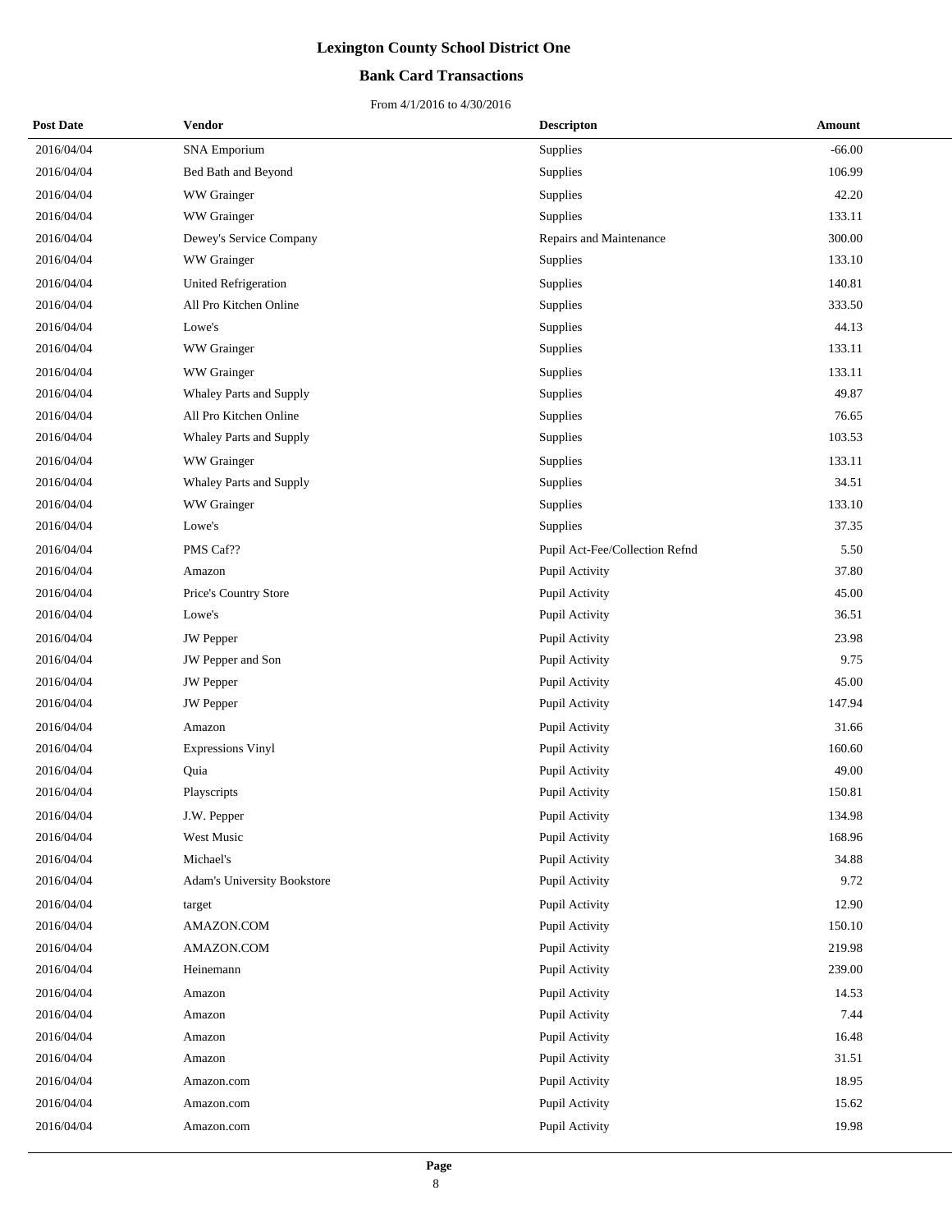# Lexington County School District One

## Bank Card Transactions

From 4/1/2016 to 4/30/2016

| Post Date | Vendor | Descripton | Amount |
|---|---|---|---|
| 2016/04/04 | SNA Emporium | Supplies | -66.00 |
| 2016/04/04 | Bed Bath and Beyond | Supplies | 106.99 |
| 2016/04/04 | WW Grainger | Supplies | 42.20 |
| 2016/04/04 | WW Grainger | Supplies | 133.11 |
| 2016/04/04 | Dewey's Service Company | Repairs and Maintenance | 300.00 |
| 2016/04/04 | WW Grainger | Supplies | 133.10 |
| 2016/04/04 | United Refrigeration | Supplies | 140.81 |
| 2016/04/04 | All Pro Kitchen Online | Supplies | 333.50 |
| 2016/04/04 | Lowe's | Supplies | 44.13 |
| 2016/04/04 | WW Grainger | Supplies | 133.11 |
| 2016/04/04 | WW Grainger | Supplies | 133.11 |
| 2016/04/04 | Whaley Parts and Supply | Supplies | 49.87 |
| 2016/04/04 | All Pro Kitchen Online | Supplies | 76.65 |
| 2016/04/04 | Whaley Parts and Supply | Supplies | 103.53 |
| 2016/04/04 | WW Grainger | Supplies | 133.11 |
| 2016/04/04 | Whaley Parts and Supply | Supplies | 34.51 |
| 2016/04/04 | WW Grainger | Supplies | 133.10 |
| 2016/04/04 | Lowe's | Supplies | 37.35 |
| 2016/04/04 | PMS Caf?? | Pupil Act-Fee/Collection Refnd | 5.50 |
| 2016/04/04 | Amazon | Pupil Activity | 37.80 |
| 2016/04/04 | Price's Country Store | Pupil Activity | 45.00 |
| 2016/04/04 | Lowe's | Pupil Activity | 36.51 |
| 2016/04/04 | JW Pepper | Pupil Activity | 23.98 |
| 2016/04/04 | JW Pepper and Son | Pupil Activity | 9.75 |
| 2016/04/04 | JW Pepper | Pupil Activity | 45.00 |
| 2016/04/04 | JW Pepper | Pupil Activity | 147.94 |
| 2016/04/04 | Amazon | Pupil Activity | 31.66 |
| 2016/04/04 | Expressions Vinyl | Pupil Activity | 160.60 |
| 2016/04/04 | Quia | Pupil Activity | 49.00 |
| 2016/04/04 | Playscripts | Pupil Activity | 150.81 |
| 2016/04/04 | J.W. Pepper | Pupil Activity | 134.98 |
| 2016/04/04 | West Music | Pupil Activity | 168.96 |
| 2016/04/04 | Michael's | Pupil Activity | 34.88 |
| 2016/04/04 | Adam's University Bookstore | Pupil Activity | 9.72 |
| 2016/04/04 | target | Pupil Activity | 12.90 |
| 2016/04/04 | AMAZON.COM | Pupil Activity | 150.10 |
| 2016/04/04 | AMAZON.COM | Pupil Activity | 219.98 |
| 2016/04/04 | Heinemann | Pupil Activity | 239.00 |
| 2016/04/04 | Amazon | Pupil Activity | 14.53 |
| 2016/04/04 | Amazon | Pupil Activity | 7.44 |
| 2016/04/04 | Amazon | Pupil Activity | 16.48 |
| 2016/04/04 | Amazon | Pupil Activity | 31.51 |
| 2016/04/04 | Amazon.com | Pupil Activity | 18.95 |
| 2016/04/04 | Amazon.com | Pupil Activity | 15.62 |
| 2016/04/04 | Amazon.com | Pupil Activity | 19.98 |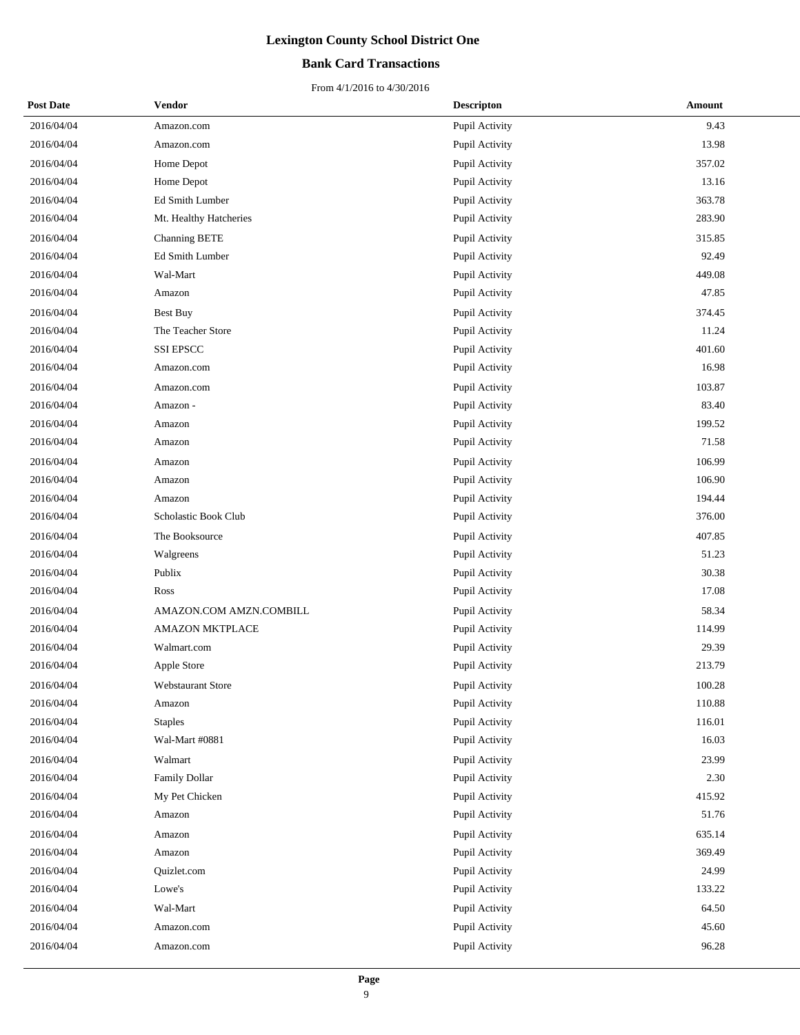# Lexington County School District One

## Bank Card Transactions

From 4/1/2016 to 4/30/2016

| Post Date | Vendor | Descripton | Amount |
|---|---|---|---|
| 2016/04/04 | Amazon.com | Pupil Activity | 9.43 |
| 2016/04/04 | Amazon.com | Pupil Activity | 13.98 |
| 2016/04/04 | Home Depot | Pupil Activity | 357.02 |
| 2016/04/04 | Home Depot | Pupil Activity | 13.16 |
| 2016/04/04 | Ed Smith Lumber | Pupil Activity | 363.78 |
| 2016/04/04 | Mt. Healthy Hatcheries | Pupil Activity | 283.90 |
| 2016/04/04 | Channing BETE | Pupil Activity | 315.85 |
| 2016/04/04 | Ed Smith Lumber | Pupil Activity | 92.49 |
| 2016/04/04 | Wal-Mart | Pupil Activity | 449.08 |
| 2016/04/04 | Amazon | Pupil Activity | 47.85 |
| 2016/04/04 | Best Buy | Pupil Activity | 374.45 |
| 2016/04/04 | The Teacher Store | Pupil Activity | 11.24 |
| 2016/04/04 | SSI EPSCC | Pupil Activity | 401.60 |
| 2016/04/04 | Amazon.com | Pupil Activity | 16.98 |
| 2016/04/04 | Amazon.com | Pupil Activity | 103.87 |
| 2016/04/04 | Amazon - | Pupil Activity | 83.40 |
| 2016/04/04 | Amazon | Pupil Activity | 199.52 |
| 2016/04/04 | Amazon | Pupil Activity | 71.58 |
| 2016/04/04 | Amazon | Pupil Activity | 106.99 |
| 2016/04/04 | Amazon | Pupil Activity | 106.90 |
| 2016/04/04 | Amazon | Pupil Activity | 194.44 |
| 2016/04/04 | Scholastic Book Club | Pupil Activity | 376.00 |
| 2016/04/04 | The Booksource | Pupil Activity | 407.85 |
| 2016/04/04 | Walgreens | Pupil Activity | 51.23 |
| 2016/04/04 | Publix | Pupil Activity | 30.38 |
| 2016/04/04 | Ross | Pupil Activity | 17.08 |
| 2016/04/04 | AMAZON.COM AMZN.COMBILL | Pupil Activity | 58.34 |
| 2016/04/04 | AMAZON MKTPLACE | Pupil Activity | 114.99 |
| 2016/04/04 | Walmart.com | Pupil Activity | 29.39 |
| 2016/04/04 | Apple Store | Pupil Activity | 213.79 |
| 2016/04/04 | Webstaurant Store | Pupil Activity | 100.28 |
| 2016/04/04 | Amazon | Pupil Activity | 110.88 |
| 2016/04/04 | Staples | Pupil Activity | 116.01 |
| 2016/04/04 | Wal-Mart #0881 | Pupil Activity | 16.03 |
| 2016/04/04 | Walmart | Pupil Activity | 23.99 |
| 2016/04/04 | Family Dollar | Pupil Activity | 2.30 |
| 2016/04/04 | My Pet Chicken | Pupil Activity | 415.92 |
| 2016/04/04 | Amazon | Pupil Activity | 51.76 |
| 2016/04/04 | Amazon | Pupil Activity | 635.14 |
| 2016/04/04 | Amazon | Pupil Activity | 369.49 |
| 2016/04/04 | Quizlet.com | Pupil Activity | 24.99 |
| 2016/04/04 | Lowe's | Pupil Activity | 133.22 |
| 2016/04/04 | Wal-Mart | Pupil Activity | 64.50 |
| 2016/04/04 | Amazon.com | Pupil Activity | 45.60 |
| 2016/04/04 | Amazon.com | Pupil Activity | 96.28 |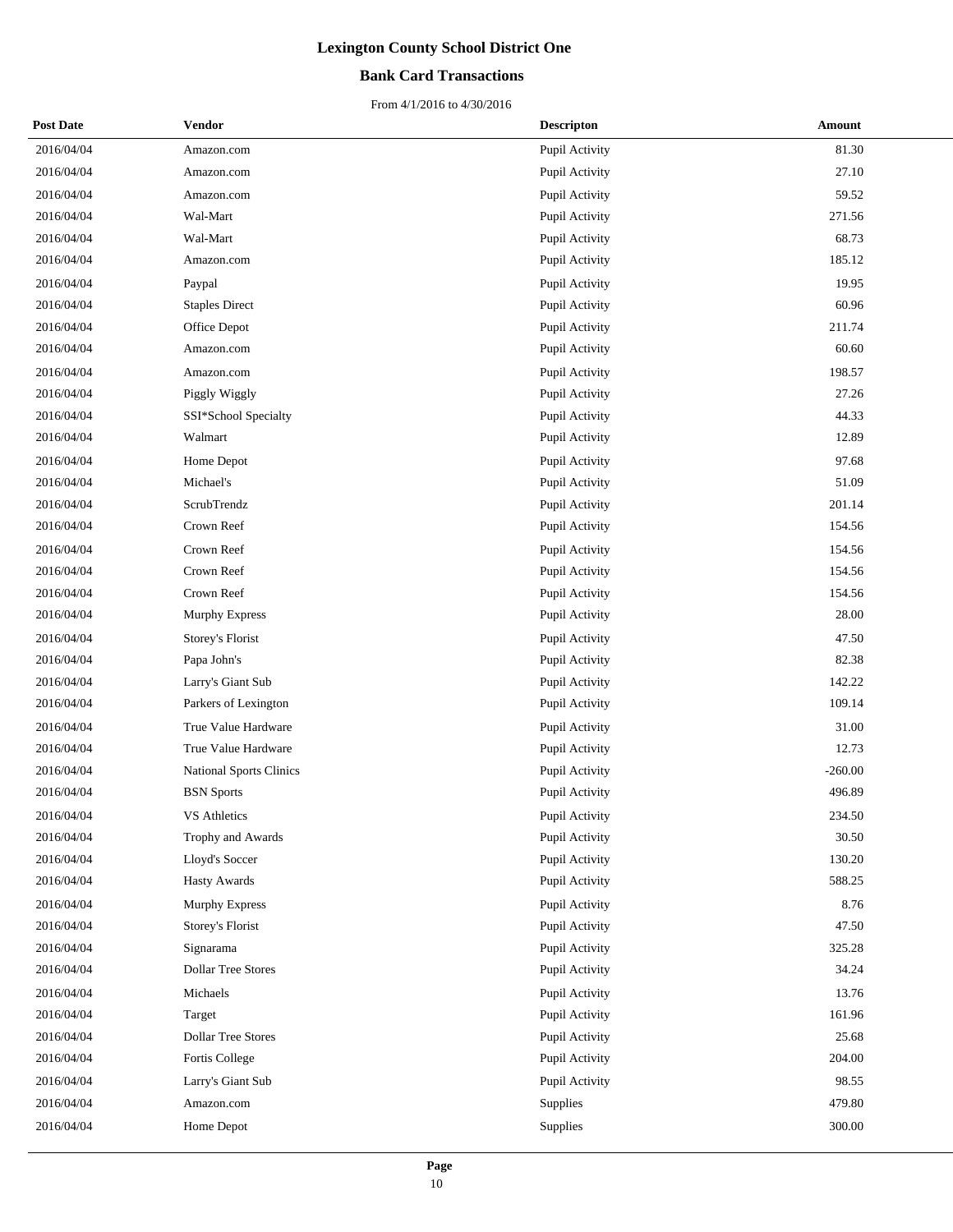# Lexington County School District One

## Bank Card Transactions

From 4/1/2016 to 4/30/2016

| Post Date | Vendor | Descripton | Amount |
|---|---|---|---|
| 2016/04/04 | Amazon.com | Pupil Activity | 81.30 |
| 2016/04/04 | Amazon.com | Pupil Activity | 27.10 |
| 2016/04/04 | Amazon.com | Pupil Activity | 59.52 |
| 2016/04/04 | Wal-Mart | Pupil Activity | 271.56 |
| 2016/04/04 | Wal-Mart | Pupil Activity | 68.73 |
| 2016/04/04 | Amazon.com | Pupil Activity | 185.12 |
| 2016/04/04 | Paypal | Pupil Activity | 19.95 |
| 2016/04/04 | Staples Direct | Pupil Activity | 60.96 |
| 2016/04/04 | Office Depot | Pupil Activity | 211.74 |
| 2016/04/04 | Amazon.com | Pupil Activity | 60.60 |
| 2016/04/04 | Amazon.com | Pupil Activity | 198.57 |
| 2016/04/04 | Piggly Wiggly | Pupil Activity | 27.26 |
| 2016/04/04 | SSI*School Specialty | Pupil Activity | 44.33 |
| 2016/04/04 | Walmart | Pupil Activity | 12.89 |
| 2016/04/04 | Home Depot | Pupil Activity | 97.68 |
| 2016/04/04 | Michael's | Pupil Activity | 51.09 |
| 2016/04/04 | ScrubTrendz | Pupil Activity | 201.14 |
| 2016/04/04 | Crown Reef | Pupil Activity | 154.56 |
| 2016/04/04 | Crown Reef | Pupil Activity | 154.56 |
| 2016/04/04 | Crown Reef | Pupil Activity | 154.56 |
| 2016/04/04 | Crown Reef | Pupil Activity | 154.56 |
| 2016/04/04 | Murphy Express | Pupil Activity | 28.00 |
| 2016/04/04 | Storey's Florist | Pupil Activity | 47.50 |
| 2016/04/04 | Papa John's | Pupil Activity | 82.38 |
| 2016/04/04 | Larry's Giant Sub | Pupil Activity | 142.22 |
| 2016/04/04 | Parkers of Lexington | Pupil Activity | 109.14 |
| 2016/04/04 | True Value Hardware | Pupil Activity | 31.00 |
| 2016/04/04 | True Value Hardware | Pupil Activity | 12.73 |
| 2016/04/04 | National Sports Clinics | Pupil Activity | -260.00 |
| 2016/04/04 | BSN Sports | Pupil Activity | 496.89 |
| 2016/04/04 | VS Athletics | Pupil Activity | 234.50 |
| 2016/04/04 | Trophy and Awards | Pupil Activity | 30.50 |
| 2016/04/04 | Lloyd's Soccer | Pupil Activity | 130.20 |
| 2016/04/04 | Hasty Awards | Pupil Activity | 588.25 |
| 2016/04/04 | Murphy Express | Pupil Activity | 8.76 |
| 2016/04/04 | Storey's Florist | Pupil Activity | 47.50 |
| 2016/04/04 | Signarama | Pupil Activity | 325.28 |
| 2016/04/04 | Dollar Tree Stores | Pupil Activity | 34.24 |
| 2016/04/04 | Michaels | Pupil Activity | 13.76 |
| 2016/04/04 | Target | Pupil Activity | 161.96 |
| 2016/04/04 | Dollar Tree Stores | Pupil Activity | 25.68 |
| 2016/04/04 | Fortis College | Pupil Activity | 204.00 |
| 2016/04/04 | Larry's Giant Sub | Pupil Activity | 98.55 |
| 2016/04/04 | Amazon.com | Supplies | 479.80 |
| 2016/04/04 | Home Depot | Supplies | 300.00 |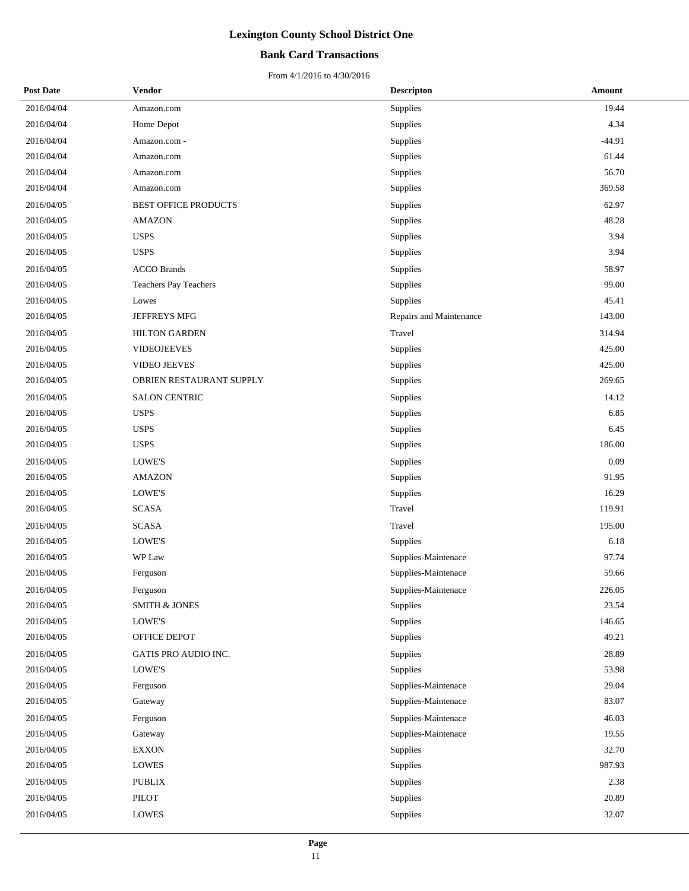# Lexington County School District One

## Bank Card Transactions

From 4/1/2016 to 4/30/2016

| Post Date | Vendor | Descripton | Amount |
|---|---|---|---|
| 2016/04/04 | Amazon.com | Supplies | 19.44 |
| 2016/04/04 | Home Depot | Supplies | 4.34 |
| 2016/04/04 | Amazon.com - | Supplies | -44.91 |
| 2016/04/04 | Amazon.com | Supplies | 61.44 |
| 2016/04/04 | Amazon.com | Supplies | 56.70 |
| 2016/04/04 | Amazon.com | Supplies | 369.58 |
| 2016/04/05 | BEST OFFICE PRODUCTS | Supplies | 62.97 |
| 2016/04/05 | AMAZON | Supplies | 48.28 |
| 2016/04/05 | USPS | Supplies | 3.94 |
| 2016/04/05 | USPS | Supplies | 3.94 |
| 2016/04/05 | ACCO Brands | Supplies | 58.97 |
| 2016/04/05 | Teachers Pay Teachers | Supplies | 99.00 |
| 2016/04/05 | Lowes | Supplies | 45.41 |
| 2016/04/05 | JEFFREYS MFG | Repairs and Maintenance | 143.00 |
| 2016/04/05 | HILTON GARDEN | Travel | 314.94 |
| 2016/04/05 | VIDEOJEEVES | Supplies | 425.00 |
| 2016/04/05 | VIDEO JEEVES | Supplies | 425.00 |
| 2016/04/05 | OBRIEN RESTAURANT SUPPLY | Supplies | 269.65 |
| 2016/04/05 | SALON CENTRIC | Supplies | 14.12 |
| 2016/04/05 | USPS | Supplies | 6.85 |
| 2016/04/05 | USPS | Supplies | 6.45 |
| 2016/04/05 | USPS | Supplies | 186.00 |
| 2016/04/05 | LOWE'S | Supplies | 0.09 |
| 2016/04/05 | AMAZON | Supplies | 91.95 |
| 2016/04/05 | LOWE'S | Supplies | 16.29 |
| 2016/04/05 | SCASA | Travel | 119.91 |
| 2016/04/05 | SCASA | Travel | 195.00 |
| 2016/04/05 | LOWE'S | Supplies | 6.18 |
| 2016/04/05 | WP Law | Supplies-Maintenace | 97.74 |
| 2016/04/05 | Ferguson | Supplies-Maintenace | 59.66 |
| 2016/04/05 | Ferguson | Supplies-Maintenace | 226.05 |
| 2016/04/05 | SMITH & JONES | Supplies | 23.54 |
| 2016/04/05 | LOWE'S | Supplies | 146.65 |
| 2016/04/05 | OFFICE DEPOT | Supplies | 49.21 |
| 2016/04/05 | GATIS PRO AUDIO INC. | Supplies | 28.89 |
| 2016/04/05 | LOWE'S | Supplies | 53.98 |
| 2016/04/05 | Ferguson | Supplies-Maintenace | 29.04 |
| 2016/04/05 | Gateway | Supplies-Maintenace | 83.07 |
| 2016/04/05 | Ferguson | Supplies-Maintenace | 46.03 |
| 2016/04/05 | Gateway | Supplies-Maintenace | 19.55 |
| 2016/04/05 | EXXON | Supplies | 32.70 |
| 2016/04/05 | LOWES | Supplies | 987.93 |
| 2016/04/05 | PUBLIX | Supplies | 2.38 |
| 2016/04/05 | PILOT | Supplies | 20.89 |
| 2016/04/05 | LOWES | Supplies | 32.07 |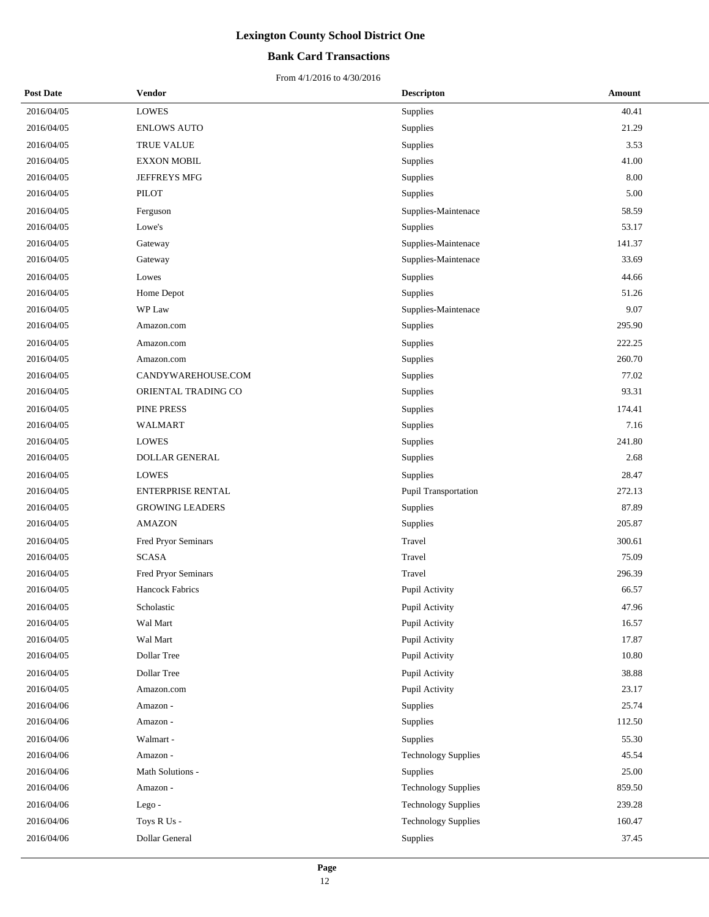# Lexington County School District One

## Bank Card Transactions

From 4/1/2016 to 4/30/2016

| Post Date | Vendor | Descripton | Amount |
|---|---|---|---|
| 2016/04/05 | LOWES | Supplies | 40.41 |
| 2016/04/05 | ENLOWS AUTO | Supplies | 21.29 |
| 2016/04/05 | TRUE VALUE | Supplies | 3.53 |
| 2016/04/05 | EXXON MOBIL | Supplies | 41.00 |
| 2016/04/05 | JEFFREYS MFG | Supplies | 8.00 |
| 2016/04/05 | PILOT | Supplies | 5.00 |
| 2016/04/05 | Ferguson | Supplies-Maintenace | 58.59 |
| 2016/04/05 | Lowe's | Supplies | 53.17 |
| 2016/04/05 | Gateway | Supplies-Maintenace | 141.37 |
| 2016/04/05 | Gateway | Supplies-Maintenace | 33.69 |
| 2016/04/05 | Lowes | Supplies | 44.66 |
| 2016/04/05 | Home Depot | Supplies | 51.26 |
| 2016/04/05 | WP Law | Supplies-Maintenace | 9.07 |
| 2016/04/05 | Amazon.com | Supplies | 295.90 |
| 2016/04/05 | Amazon.com | Supplies | 222.25 |
| 2016/04/05 | Amazon.com | Supplies | 260.70 |
| 2016/04/05 | CANDYWAREHOUSE.COM | Supplies | 77.02 |
| 2016/04/05 | ORIENTAL TRADING CO | Supplies | 93.31 |
| 2016/04/05 | PINE PRESS | Supplies | 174.41 |
| 2016/04/05 | WALMART | Supplies | 7.16 |
| 2016/04/05 | LOWES | Supplies | 241.80 |
| 2016/04/05 | DOLLAR GENERAL | Supplies | 2.68 |
| 2016/04/05 | LOWES | Supplies | 28.47 |
| 2016/04/05 | ENTERPRISE RENTAL | Pupil Transportation | 272.13 |
| 2016/04/05 | GROWING LEADERS | Supplies | 87.89 |
| 2016/04/05 | AMAZON | Supplies | 205.87 |
| 2016/04/05 | Fred Pryor Seminars | Travel | 300.61 |
| 2016/04/05 | SCASA | Travel | 75.09 |
| 2016/04/05 | Fred Pryor Seminars | Travel | 296.39 |
| 2016/04/05 | Hancock Fabrics | Pupil Activity | 66.57 |
| 2016/04/05 | Scholastic | Pupil Activity | 47.96 |
| 2016/04/05 | Wal Mart | Pupil Activity | 16.57 |
| 2016/04/05 | Wal Mart | Pupil Activity | 17.87 |
| 2016/04/05 | Dollar Tree | Pupil Activity | 10.80 |
| 2016/04/05 | Dollar Tree | Pupil Activity | 38.88 |
| 2016/04/05 | Amazon.com | Pupil Activity | 23.17 |
| 2016/04/06 | Amazon - | Supplies | 25.74 |
| 2016/04/06 | Amazon - | Supplies | 112.50 |
| 2016/04/06 | Walmart - | Supplies | 55.30 |
| 2016/04/06 | Amazon - | Technology Supplies | 45.54 |
| 2016/04/06 | Math Solutions - | Supplies | 25.00 |
| 2016/04/06 | Amazon - | Technology Supplies | 859.50 |
| 2016/04/06 | Lego - | Technology Supplies | 239.28 |
| 2016/04/06 | Toys R Us - | Technology Supplies | 160.47 |
| 2016/04/06 | Dollar General | Supplies | 37.45 |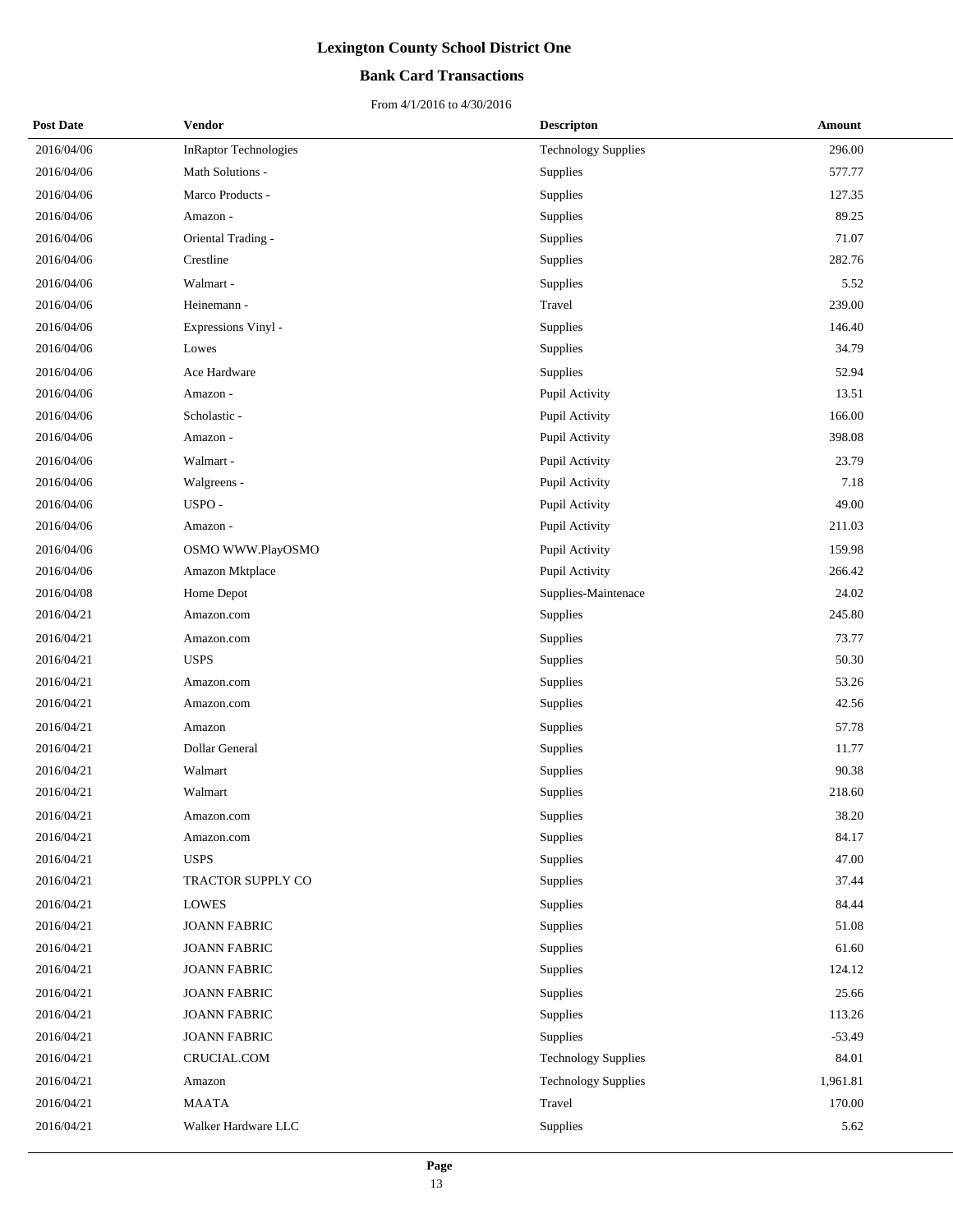# Lexington County School District One

## Bank Card Transactions

From 4/1/2016 to 4/30/2016

| Post Date | Vendor | Descripton | Amount |
|---|---|---|---|
| 2016/04/06 | InRaptor Technologies | Technology Supplies | 296.00 |
| 2016/04/06 | Math Solutions - | Supplies | 577.77 |
| 2016/04/06 | Marco Products - | Supplies | 127.35 |
| 2016/04/06 | Amazon - | Supplies | 89.25 |
| 2016/04/06 | Oriental Trading - | Supplies | 71.07 |
| 2016/04/06 | Crestline | Supplies | 282.76 |
| 2016/04/06 | Walmart - | Supplies | 5.52 |
| 2016/04/06 | Heinemann - | Travel | 239.00 |
| 2016/04/06 | Expressions Vinyl - | Supplies | 146.40 |
| 2016/04/06 | Lowes | Supplies | 34.79 |
| 2016/04/06 | Ace Hardware | Supplies | 52.94 |
| 2016/04/06 | Amazon - | Pupil Activity | 13.51 |
| 2016/04/06 | Scholastic - | Pupil Activity | 166.00 |
| 2016/04/06 | Amazon - | Pupil Activity | 398.08 |
| 2016/04/06 | Walmart - | Pupil Activity | 23.79 |
| 2016/04/06 | Walgreens - | Pupil Activity | 7.18 |
| 2016/04/06 | USPO - | Pupil Activity | 49.00 |
| 2016/04/06 | Amazon - | Pupil Activity | 211.03 |
| 2016/04/06 | OSMO WWW.PlayOSMO | Pupil Activity | 159.98 |
| 2016/04/06 | Amazon Mktplace | Pupil Activity | 266.42 |
| 2016/04/08 | Home Depot | Supplies-Maintenace | 24.02 |
| 2016/04/21 | Amazon.com | Supplies | 245.80 |
| 2016/04/21 | Amazon.com | Supplies | 73.77 |
| 2016/04/21 | USPS | Supplies | 50.30 |
| 2016/04/21 | Amazon.com | Supplies | 53.26 |
| 2016/04/21 | Amazon.com | Supplies | 42.56 |
| 2016/04/21 | Amazon | Supplies | 57.78 |
| 2016/04/21 | Dollar General | Supplies | 11.77 |
| 2016/04/21 | Walmart | Supplies | 90.38 |
| 2016/04/21 | Walmart | Supplies | 218.60 |
| 2016/04/21 | Amazon.com | Supplies | 38.20 |
| 2016/04/21 | Amazon.com | Supplies | 84.17 |
| 2016/04/21 | USPS | Supplies | 47.00 |
| 2016/04/21 | TRACTOR SUPPLY CO | Supplies | 37.44 |
| 2016/04/21 | LOWES | Supplies | 84.44 |
| 2016/04/21 | JOANN FABRIC | Supplies | 51.08 |
| 2016/04/21 | JOANN FABRIC | Supplies | 61.60 |
| 2016/04/21 | JOANN FABRIC | Supplies | 124.12 |
| 2016/04/21 | JOANN FABRIC | Supplies | 25.66 |
| 2016/04/21 | JOANN FABRIC | Supplies | 113.26 |
| 2016/04/21 | JOANN FABRIC | Supplies | -53.49 |
| 2016/04/21 | CRUCIAL.COM | Technology Supplies | 84.01 |
| 2016/04/21 | Amazon | Technology Supplies | 1,961.81 |
| 2016/04/21 | MAATA | Travel | 170.00 |
| 2016/04/21 | Walker Hardware LLC | Supplies | 5.62 |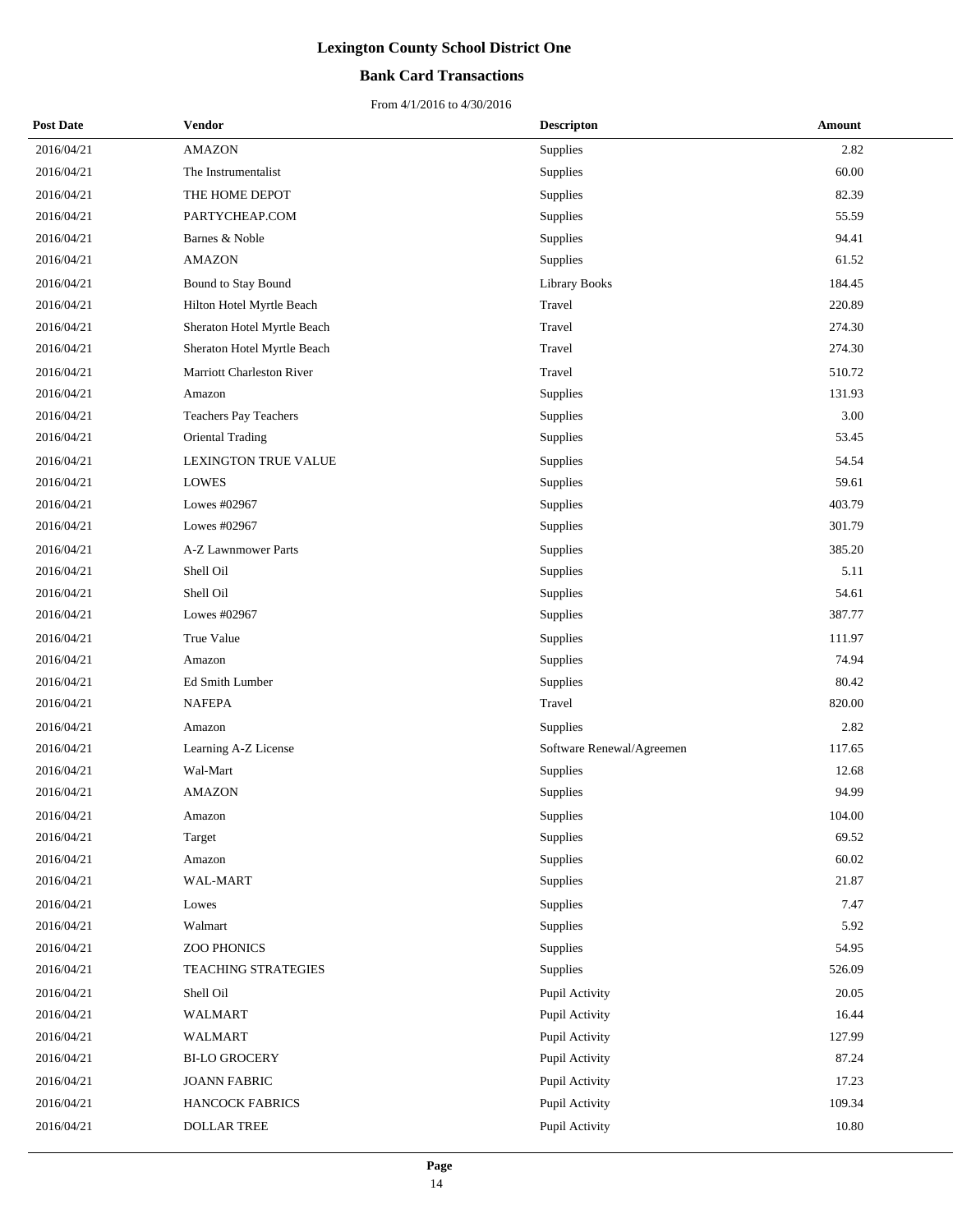# Lexington County School District One

## Bank Card Transactions

From 4/1/2016 to 4/30/2016

| Post Date | Vendor | Descripton | Amount |
|---|---|---|---|
| 2016/04/21 | AMAZON | Supplies | 2.82 |
| 2016/04/21 | The Instrumentalist | Supplies | 60.00 |
| 2016/04/21 | THE HOME DEPOT | Supplies | 82.39 |
| 2016/04/21 | PARTYCHEAP.COM | Supplies | 55.59 |
| 2016/04/21 | Barnes & Noble | Supplies | 94.41 |
| 2016/04/21 | AMAZON | Supplies | 61.52 |
| 2016/04/21 | Bound to Stay Bound | Library Books | 184.45 |
| 2016/04/21 | Hilton Hotel Myrtle Beach | Travel | 220.89 |
| 2016/04/21 | Sheraton Hotel Myrtle Beach | Travel | 274.30 |
| 2016/04/21 | Sheraton Hotel Myrtle Beach | Travel | 274.30 |
| 2016/04/21 | Marriott Charleston River | Travel | 510.72 |
| 2016/04/21 | Amazon | Supplies | 131.93 |
| 2016/04/21 | Teachers Pay Teachers | Supplies | 3.00 |
| 2016/04/21 | Oriental Trading | Supplies | 53.45 |
| 2016/04/21 | LEXINGTON TRUE VALUE | Supplies | 54.54 |
| 2016/04/21 | LOWES | Supplies | 59.61 |
| 2016/04/21 | Lowes #02967 | Supplies | 403.79 |
| 2016/04/21 | Lowes #02967 | Supplies | 301.79 |
| 2016/04/21 | A-Z Lawnmower Parts | Supplies | 385.20 |
| 2016/04/21 | Shell Oil | Supplies | 5.11 |
| 2016/04/21 | Shell Oil | Supplies | 54.61 |
| 2016/04/21 | Lowes #02967 | Supplies | 387.77 |
| 2016/04/21 | True Value | Supplies | 111.97 |
| 2016/04/21 | Amazon | Supplies | 74.94 |
| 2016/04/21 | Ed Smith Lumber | Supplies | 80.42 |
| 2016/04/21 | NAFEPA | Travel | 820.00 |
| 2016/04/21 | Amazon | Supplies | 2.82 |
| 2016/04/21 | Learning A-Z License | Software Renewal/Agreemen | 117.65 |
| 2016/04/21 | Wal-Mart | Supplies | 12.68 |
| 2016/04/21 | AMAZON | Supplies | 94.99 |
| 2016/04/21 | Amazon | Supplies | 104.00 |
| 2016/04/21 | Target | Supplies | 69.52 |
| 2016/04/21 | Amazon | Supplies | 60.02 |
| 2016/04/21 | WAL-MART | Supplies | 21.87 |
| 2016/04/21 | Lowes | Supplies | 7.47 |
| 2016/04/21 | Walmart | Supplies | 5.92 |
| 2016/04/21 | ZOO PHONICS | Supplies | 54.95 |
| 2016/04/21 | TEACHING STRATEGIES | Supplies | 526.09 |
| 2016/04/21 | Shell Oil | Pupil Activity | 20.05 |
| 2016/04/21 | WALMART | Pupil Activity | 16.44 |
| 2016/04/21 | WALMART | Pupil Activity | 127.99 |
| 2016/04/21 | BI-LO GROCERY | Pupil Activity | 87.24 |
| 2016/04/21 | JOANN FABRIC | Pupil Activity | 17.23 |
| 2016/04/21 | HANCOCK FABRICS | Pupil Activity | 109.34 |
| 2016/04/21 | DOLLAR TREE | Pupil Activity | 10.80 |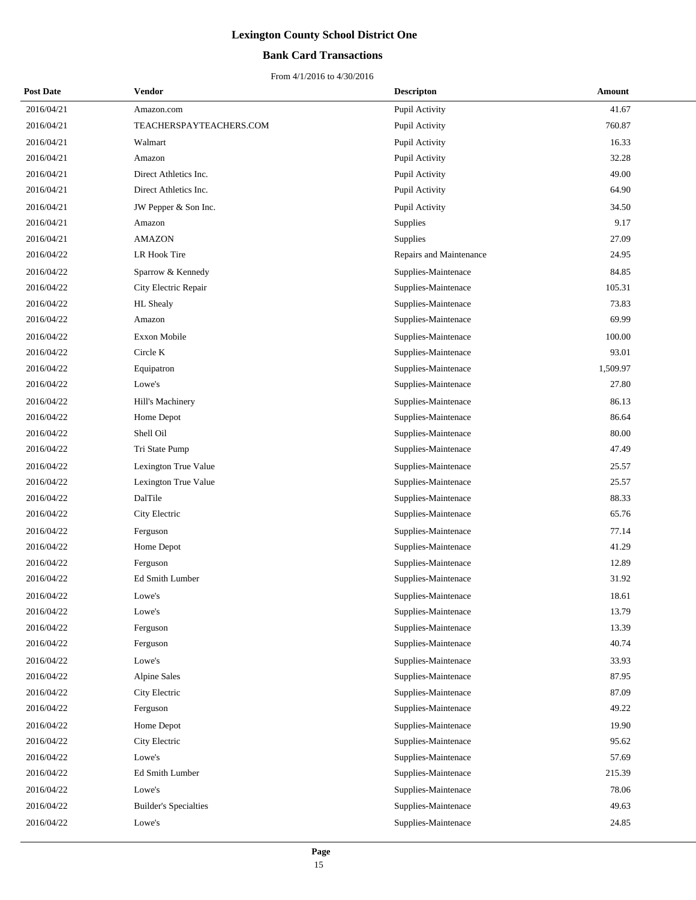# Lexington County School District One

## Bank Card Transactions

From 4/1/2016 to 4/30/2016

| Post Date | Vendor | Descripton | Amount |
|---|---|---|---|
| 2016/04/21 | Amazon.com | Pupil Activity | 41.67 |
| 2016/04/21 | TEACHERSPAYTEACHERS.COM | Pupil Activity | 760.87 |
| 2016/04/21 | Walmart | Pupil Activity | 16.33 |
| 2016/04/21 | Amazon | Pupil Activity | 32.28 |
| 2016/04/21 | Direct Athletics Inc. | Pupil Activity | 49.00 |
| 2016/04/21 | Direct Athletics Inc. | Pupil Activity | 64.90 |
| 2016/04/21 | JW Pepper & Son Inc. | Pupil Activity | 34.50 |
| 2016/04/21 | Amazon | Supplies | 9.17 |
| 2016/04/21 | AMAZON | Supplies | 27.09 |
| 2016/04/22 | LR Hook Tire | Repairs and Maintenance | 24.95 |
| 2016/04/22 | Sparrow & Kennedy | Supplies-Maintenace | 84.85 |
| 2016/04/22 | City Electric Repair | Supplies-Maintenace | 105.31 |
| 2016/04/22 | HL Shealy | Supplies-Maintenace | 73.83 |
| 2016/04/22 | Amazon | Supplies-Maintenace | 69.99 |
| 2016/04/22 | Exxon Mobile | Supplies-Maintenace | 100.00 |
| 2016/04/22 | Circle K | Supplies-Maintenace | 93.01 |
| 2016/04/22 | Equipatron | Supplies-Maintenace | 1,509.97 |
| 2016/04/22 | Lowe's | Supplies-Maintenace | 27.80 |
| 2016/04/22 | Hill's Machinery | Supplies-Maintenace | 86.13 |
| 2016/04/22 | Home Depot | Supplies-Maintenace | 86.64 |
| 2016/04/22 | Shell Oil | Supplies-Maintenace | 80.00 |
| 2016/04/22 | Tri State Pump | Supplies-Maintenace | 47.49 |
| 2016/04/22 | Lexington True Value | Supplies-Maintenace | 25.57 |
| 2016/04/22 | Lexington True Value | Supplies-Maintenace | 25.57 |
| 2016/04/22 | DalTile | Supplies-Maintenace | 88.33 |
| 2016/04/22 | City Electric | Supplies-Maintenace | 65.76 |
| 2016/04/22 | Ferguson | Supplies-Maintenace | 77.14 |
| 2016/04/22 | Home Depot | Supplies-Maintenace | 41.29 |
| 2016/04/22 | Ferguson | Supplies-Maintenace | 12.89 |
| 2016/04/22 | Ed Smith Lumber | Supplies-Maintenace | 31.92 |
| 2016/04/22 | Lowe's | Supplies-Maintenace | 18.61 |
| 2016/04/22 | Lowe's | Supplies-Maintenace | 13.79 |
| 2016/04/22 | Ferguson | Supplies-Maintenace | 13.39 |
| 2016/04/22 | Ferguson | Supplies-Maintenace | 40.74 |
| 2016/04/22 | Lowe's | Supplies-Maintenace | 33.93 |
| 2016/04/22 | Alpine Sales | Supplies-Maintenace | 87.95 |
| 2016/04/22 | City Electric | Supplies-Maintenace | 87.09 |
| 2016/04/22 | Ferguson | Supplies-Maintenace | 49.22 |
| 2016/04/22 | Home Depot | Supplies-Maintenace | 19.90 |
| 2016/04/22 | City Electric | Supplies-Maintenace | 95.62 |
| 2016/04/22 | Lowe's | Supplies-Maintenace | 57.69 |
| 2016/04/22 | Ed Smith Lumber | Supplies-Maintenace | 215.39 |
| 2016/04/22 | Lowe's | Supplies-Maintenace | 78.06 |
| 2016/04/22 | Builder's Specialties | Supplies-Maintenace | 49.63 |
| 2016/04/22 | Lowe's | Supplies-Maintenace | 24.85 |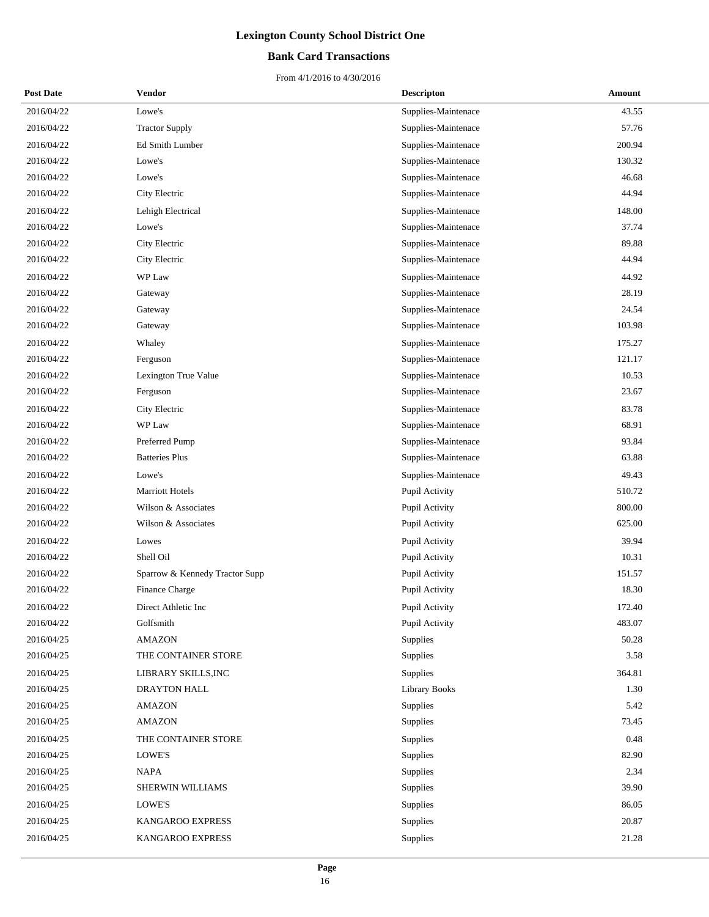# Lexington County School District One

## Bank Card Transactions

From 4/1/2016 to 4/30/2016

| Post Date | Vendor | Descripton | Amount |
|---|---|---|---|
| 2016/04/22 | Lowe's | Supplies-Maintenace | 43.55 |
| 2016/04/22 | Tractor Supply | Supplies-Maintenace | 57.76 |
| 2016/04/22 | Ed Smith Lumber | Supplies-Maintenace | 200.94 |
| 2016/04/22 | Lowe's | Supplies-Maintenace | 130.32 |
| 2016/04/22 | Lowe's | Supplies-Maintenace | 46.68 |
| 2016/04/22 | City Electric | Supplies-Maintenace | 44.94 |
| 2016/04/22 | Lehigh Electrical | Supplies-Maintenace | 148.00 |
| 2016/04/22 | Lowe's | Supplies-Maintenace | 37.74 |
| 2016/04/22 | City Electric | Supplies-Maintenace | 89.88 |
| 2016/04/22 | City Electric | Supplies-Maintenace | 44.94 |
| 2016/04/22 | WP Law | Supplies-Maintenace | 44.92 |
| 2016/04/22 | Gateway | Supplies-Maintenace | 28.19 |
| 2016/04/22 | Gateway | Supplies-Maintenace | 24.54 |
| 2016/04/22 | Gateway | Supplies-Maintenace | 103.98 |
| 2016/04/22 | Whaley | Supplies-Maintenace | 175.27 |
| 2016/04/22 | Ferguson | Supplies-Maintenace | 121.17 |
| 2016/04/22 | Lexington True Value | Supplies-Maintenace | 10.53 |
| 2016/04/22 | Ferguson | Supplies-Maintenace | 23.67 |
| 2016/04/22 | City Electric | Supplies-Maintenace | 83.78 |
| 2016/04/22 | WP Law | Supplies-Maintenace | 68.91 |
| 2016/04/22 | Preferred Pump | Supplies-Maintenace | 93.84 |
| 2016/04/22 | Batteries Plus | Supplies-Maintenace | 63.88 |
| 2016/04/22 | Lowe's | Supplies-Maintenace | 49.43 |
| 2016/04/22 | Marriott Hotels | Pupil Activity | 510.72 |
| 2016/04/22 | Wilson & Associates | Pupil Activity | 800.00 |
| 2016/04/22 | Wilson & Associates | Pupil Activity | 625.00 |
| 2016/04/22 | Lowes | Pupil Activity | 39.94 |
| 2016/04/22 | Shell Oil | Pupil Activity | 10.31 |
| 2016/04/22 | Sparrow & Kennedy Tractor Supp | Pupil Activity | 151.57 |
| 2016/04/22 | Finance Charge | Pupil Activity | 18.30 |
| 2016/04/22 | Direct Athletic Inc | Pupil Activity | 172.40 |
| 2016/04/22 | Golfsmith | Pupil Activity | 483.07 |
| 2016/04/25 | AMAZON | Supplies | 50.28 |
| 2016/04/25 | THE CONTAINER STORE | Supplies | 3.58 |
| 2016/04/25 | LIBRARY SKILLS,INC | Supplies | 364.81 |
| 2016/04/25 | DRAYTON HALL | Library Books | 1.30 |
| 2016/04/25 | AMAZON | Supplies | 5.42 |
| 2016/04/25 | AMAZON | Supplies | 73.45 |
| 2016/04/25 | THE CONTAINER STORE | Supplies | 0.48 |
| 2016/04/25 | LOWE'S | Supplies | 82.90 |
| 2016/04/25 | NAPA | Supplies | 2.34 |
| 2016/04/25 | SHERWIN WILLIAMS | Supplies | 39.90 |
| 2016/04/25 | LOWE'S | Supplies | 86.05 |
| 2016/04/25 | KANGAROO EXPRESS | Supplies | 20.87 |
| 2016/04/25 | KANGAROO EXPRESS | Supplies | 21.28 |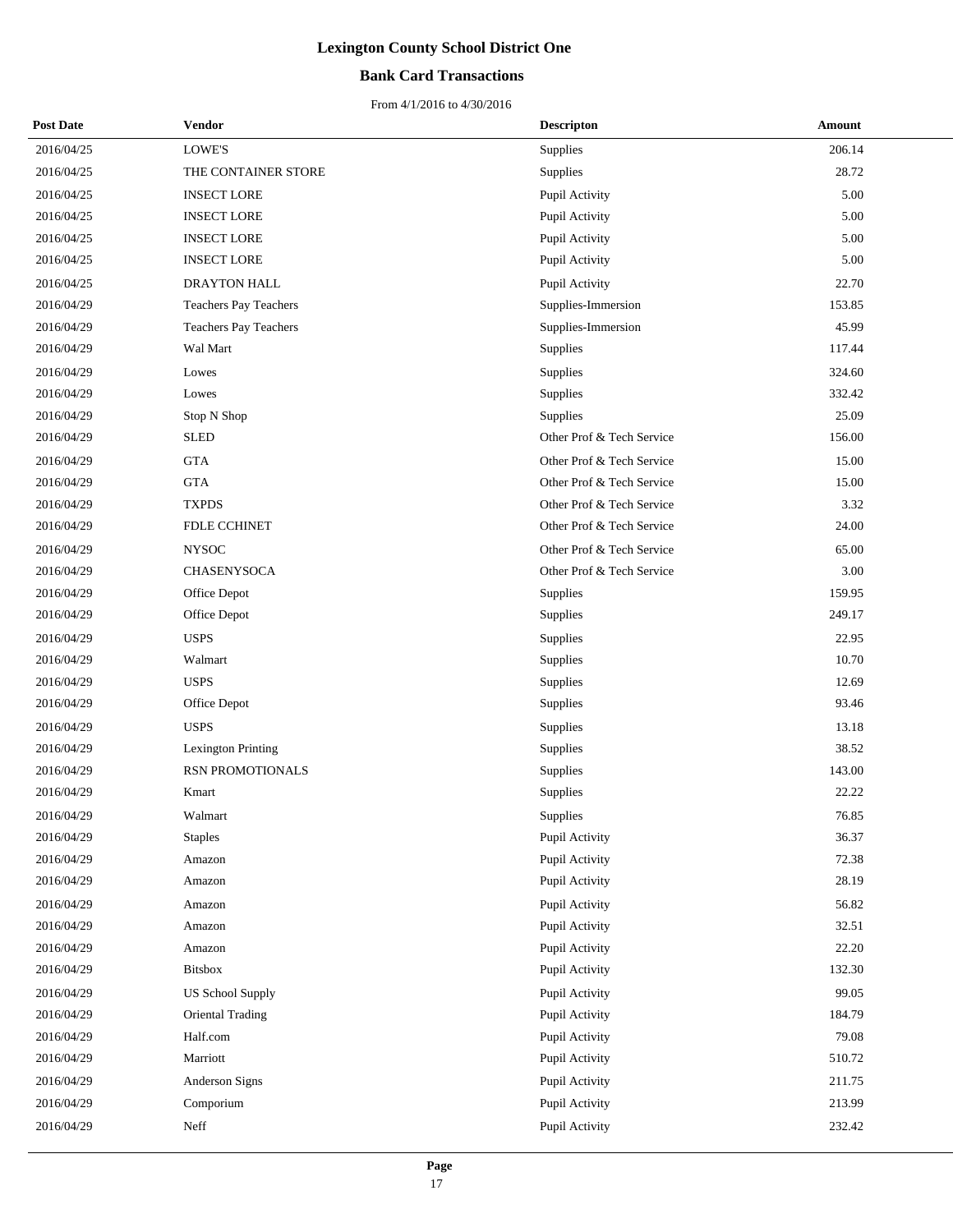# Lexington County School District One

## Bank Card Transactions

From 4/1/2016 to 4/30/2016

| Post Date | Vendor | Descripton | Amount |
|---|---|---|---|
| 2016/04/25 | LOWE'S | Supplies | 206.14 |
| 2016/04/25 | THE CONTAINER STORE | Supplies | 28.72 |
| 2016/04/25 | INSECT LORE | Pupil Activity | 5.00 |
| 2016/04/25 | INSECT LORE | Pupil Activity | 5.00 |
| 2016/04/25 | INSECT LORE | Pupil Activity | 5.00 |
| 2016/04/25 | INSECT LORE | Pupil Activity | 5.00 |
| 2016/04/25 | DRAYTON HALL | Pupil Activity | 22.70 |
| 2016/04/29 | Teachers Pay Teachers | Supplies-Immersion | 153.85 |
| 2016/04/29 | Teachers Pay Teachers | Supplies-Immersion | 45.99 |
| 2016/04/29 | Wal Mart | Supplies | 117.44 |
| 2016/04/29 | Lowes | Supplies | 324.60 |
| 2016/04/29 | Lowes | Supplies | 332.42 |
| 2016/04/29 | Stop N Shop | Supplies | 25.09 |
| 2016/04/29 | SLED | Other Prof & Tech Service | 156.00 |
| 2016/04/29 | GTA | Other Prof & Tech Service | 15.00 |
| 2016/04/29 | GTA | Other Prof & Tech Service | 15.00 |
| 2016/04/29 | TXPDS | Other Prof & Tech Service | 3.32 |
| 2016/04/29 | FDLE CCHINET | Other Prof & Tech Service | 24.00 |
| 2016/04/29 | NYSOC | Other Prof & Tech Service | 65.00 |
| 2016/04/29 | CHASENYSOCA | Other Prof & Tech Service | 3.00 |
| 2016/04/29 | Office Depot | Supplies | 159.95 |
| 2016/04/29 | Office Depot | Supplies | 249.17 |
| 2016/04/29 | USPS | Supplies | 22.95 |
| 2016/04/29 | Walmart | Supplies | 10.70 |
| 2016/04/29 | USPS | Supplies | 12.69 |
| 2016/04/29 | Office Depot | Supplies | 93.46 |
| 2016/04/29 | USPS | Supplies | 13.18 |
| 2016/04/29 | Lexington Printing | Supplies | 38.52 |
| 2016/04/29 | RSN PROMOTIONALS | Supplies | 143.00 |
| 2016/04/29 | Kmart | Supplies | 22.22 |
| 2016/04/29 | Walmart | Supplies | 76.85 |
| 2016/04/29 | Staples | Pupil Activity | 36.37 |
| 2016/04/29 | Amazon | Pupil Activity | 72.38 |
| 2016/04/29 | Amazon | Pupil Activity | 28.19 |
| 2016/04/29 | Amazon | Pupil Activity | 56.82 |
| 2016/04/29 | Amazon | Pupil Activity | 32.51 |
| 2016/04/29 | Amazon | Pupil Activity | 22.20 |
| 2016/04/29 | Bitsbox | Pupil Activity | 132.30 |
| 2016/04/29 | US School Supply | Pupil Activity | 99.05 |
| 2016/04/29 | Oriental Trading | Pupil Activity | 184.79 |
| 2016/04/29 | Half.com | Pupil Activity | 79.08 |
| 2016/04/29 | Marriott | Pupil Activity | 510.72 |
| 2016/04/29 | Anderson Signs | Pupil Activity | 211.75 |
| 2016/04/29 | Comporium | Pupil Activity | 213.99 |
| 2016/04/29 | Neff | Pupil Activity | 232.42 |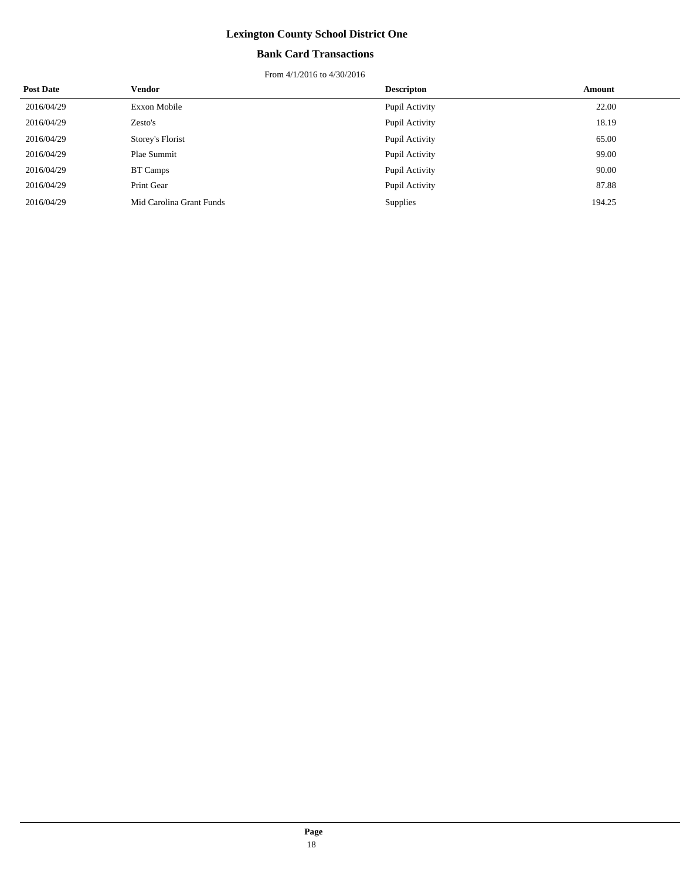# Lexington County School District One

## Bank Card Transactions

From 4/1/2016 to 4/30/2016

| Post Date | Vendor | Descripton | Amount |
|---|---|---|---|
| 2016/04/29 | Exxon Mobile | Pupil Activity | 22.00 |
| 2016/04/29 | Zesto's | Pupil Activity | 18.19 |
| 2016/04/29 | Storey's Florist | Pupil Activity | 65.00 |
| 2016/04/29 | Plae Summit | Pupil Activity | 99.00 |
| 2016/04/29 | BT Camps | Pupil Activity | 90.00 |
| 2016/04/29 | Print Gear | Pupil Activity | 87.88 |
| 2016/04/29 | Mid Carolina Grant Funds | Supplies | 194.25 |